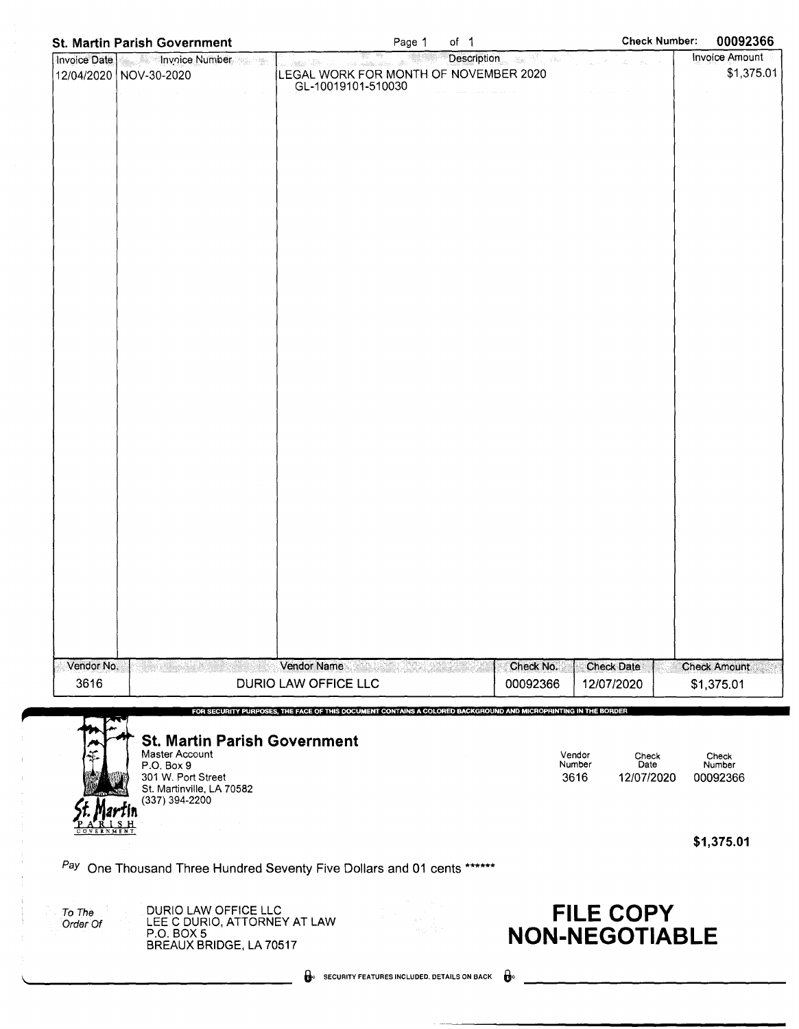**St. Martin Parish Government** | Check Number: **00092366**

| Invoice Date | Invoice Number | Description | Invoice Amount |
|---|---|---|---|
| 12/04/2020 | NOV-30-2020 | LEGAL WORK FOR MONTH OF NOVEMBER 2020<br>GL-10019101-510030 | $1,375.01 |

| Vendor No. | Vendor Name | Check No. | Check Date | Check Amount |
|---|---|---|---|---|
| 3616 | DURIO LAW OFFICE LLC | 00092366 | 12/07/2020 | $1,375.01 |

FOR SECURITY PURPOSES, THE FACE OF THIS DOCUMENT CONTAINS A COLORED BACKGROUND AND MICROPRINTING IN THE BORDER

**St. Martin Parish Government**
Master Account
P.O. Box 9
301 W. Port Street
St. Martinville, LA 70582
(337) 394-2200

St. Martin PARISH GOVERNMENT

| Vendor Number | Check Date | Check Number |
|---|---|---|
| 3616 | 12/07/2020 | 00092366 |

**$1,375.01**

*Pay* One Thousand Three Hundred Seventy Five Dollars and 01 cents ******

*To The Order Of*
DURIO LAW OFFICE LLC
LEE C DURIO, ATTORNEY AT LAW
P.O. BOX 5
BREAUX BRIDGE, LA 70517

**FILE COPY**
**NON-NEGOTIABLE**

SECURITY FEATURES INCLUDED. DETAILS ON BACK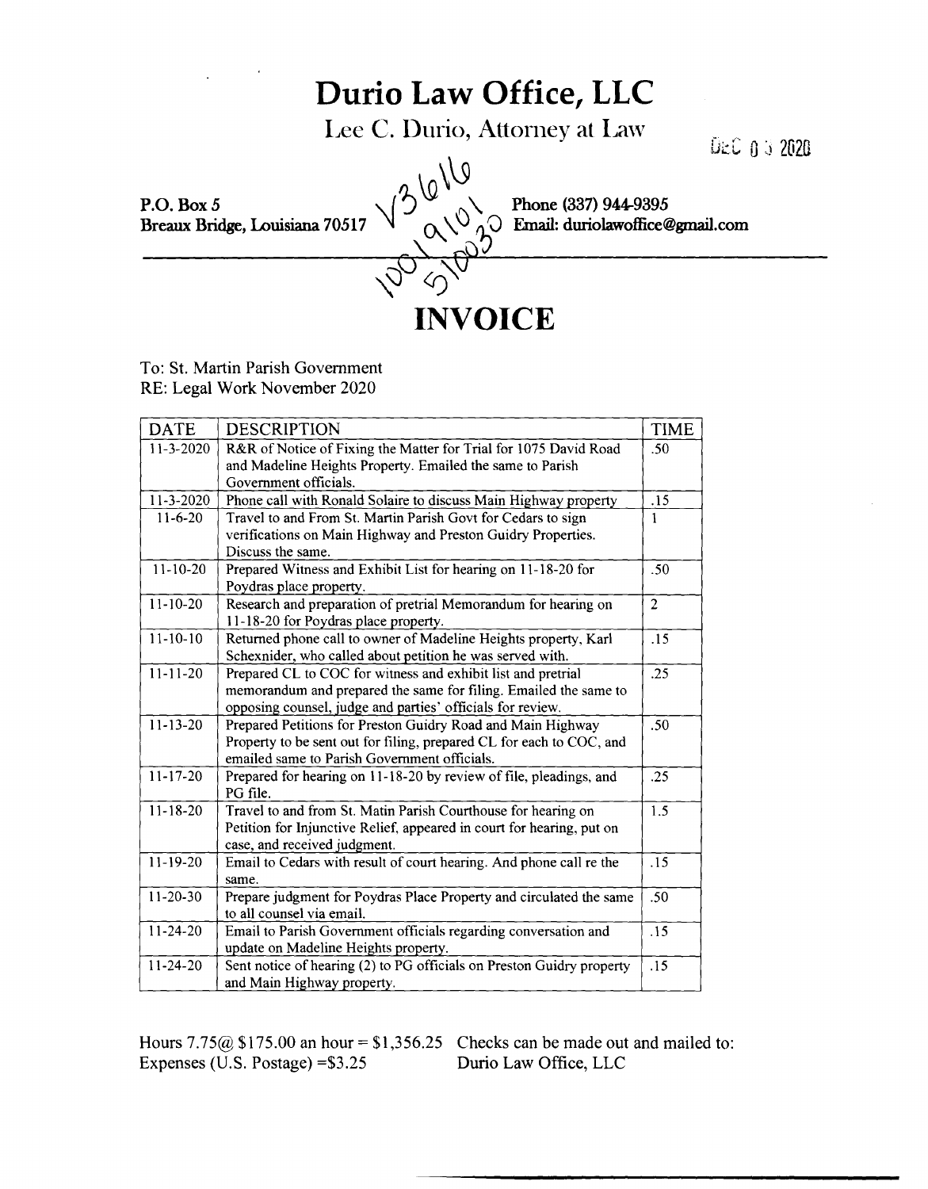# Durio Law Office, LLC

Lee C. Durio, Attorney at Law

DEC 03 2020

V36616
910130
1001510030

P.O. Box 5
Breaux Bridge, Louisiana 70517

Phone (337) 944-9395
Email: duriolawoffice@gmail.com

# INVOICE

To: St. Martin Parish Government
RE: Legal Work November 2020

| DATE | DESCRIPTION | TIME |
|---|---|---|
| 11-3-2020 | R&R of Notice of Fixing the Matter for Trial for 1075 David Road and Madeline Heights Property. Emailed the same to Parish Government officials. | .50 |
| 11-3-2020 | Phone call with Ronald Solaire to discuss Main Highway property | .15 |
| 11-6-20 | Travel to and From St. Martin Parish Govt for Cedars to sign verifications on Main Highway and Preston Guidry Properties. Discuss the same. | 1 |
| 11-10-20 | Prepared Witness and Exhibit List for hearing on 11-18-20 for Poydras place property. | .50 |
| 11-10-20 | Research and preparation of pretrial Memorandum for hearing on 11-18-20 for Poydras place property. | 2 |
| 11-10-10 | Returned phone call to owner of Madeline Heights property, Karl Schexnider, who called about petition he was served with. | .15 |
| 11-11-20 | Prepared CL to COC for witness and exhibit list and pretrial memorandum and prepared the same for filing. Emailed the same to opposing counsel, judge and parties' officials for review. | .25 |
| 11-13-20 | Prepared Petitions for Preston Guidry Road and Main Highway Property to be sent out for filing, prepared CL for each to COC, and emailed same to Parish Government officials. | .50 |
| 11-17-20 | Prepared for hearing on 11-18-20 by review of file, pleadings, and PG file. | .25 |
| 11-18-20 | Travel to and from St. Matin Parish Courthouse for hearing on Petition for Injunctive Relief, appeared in court for hearing, put on case, and received judgment. | 1.5 |
| 11-19-20 | Email to Cedars with result of court hearing. And phone call re the same. | .15 |
| 11-20-30 | Prepare judgment for Poydras Place Property and circulated the same to all counsel via email. | .50 |
| 11-24-20 | Email to Parish Government officials regarding conversation and update on Madeline Heights property. | .15 |
| 11-24-20 | Sent notice of hearing (2) to PG officials on Preston Guidry property and Main Highway property. | .15 |

Hours 7.75@ $175.00 an hour = $1,356.25
Expenses (U.S. Postage) =$3.25

Checks can be made out and mailed to:
Durio Law Office, LLC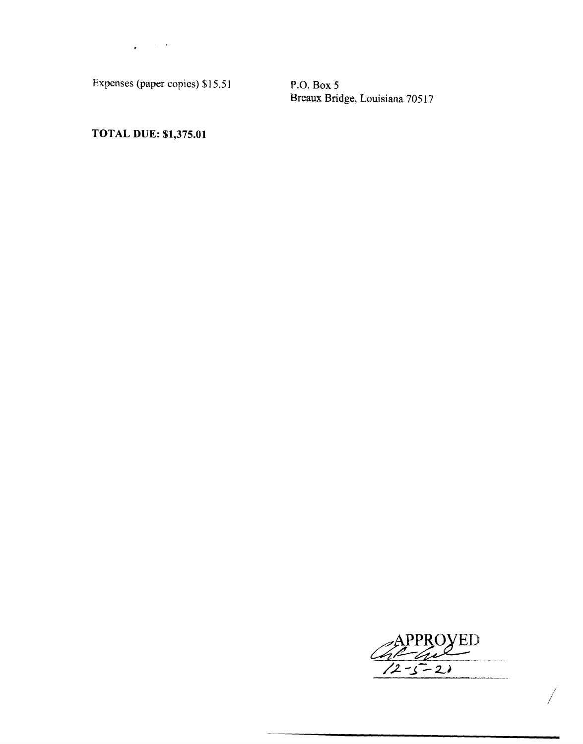Expenses (paper copies) $15.51

P.O. Box 5
Breaux Bridge, Louisiana 70517

**TOTAL DUE: $1,375.01**

APPROVED
12-5-21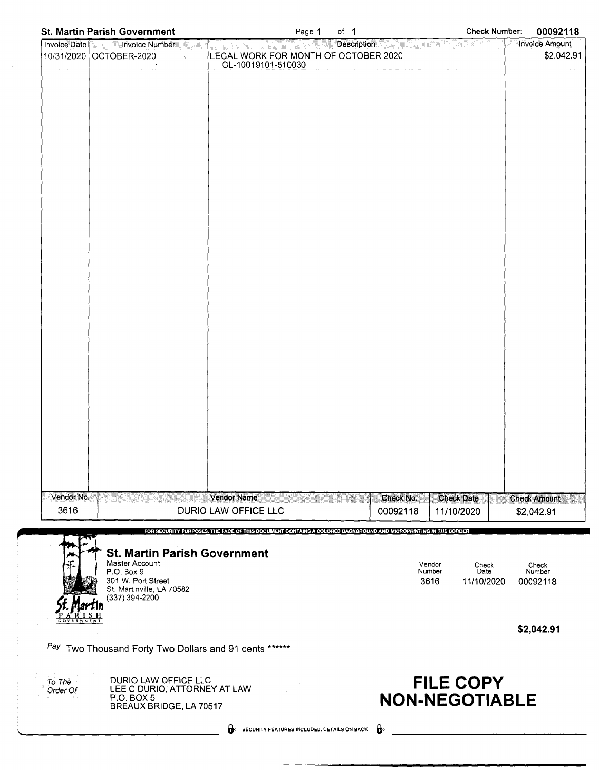**St. Martin Parish Government** | Check Number: **00092118**

| Invoice Date | Invoice Number | Description | Invoice Amount |
|---|---|---|---|
| 10/31/2020 | OCTOBER-2020 | LEGAL WORK FOR MONTH OF OCTOBER 2020<br>GL-10019101-510030 | $2,042.91 |

| Vendor No. | Vendor Name | Check No. | Check Date | Check Amount |
|---|---|---|---|---|
| 3616 | DURIO LAW OFFICE LLC | 00092118 | 11/10/2020 | $2,042.91 |

FOR SECURITY PURPOSES, THE FACE OF THIS DOCUMENT CONTAINS A COLORED BACKGROUND AND MICROPRINTING IN THE BORDER

## St. Martin Parish Government

Master Account
P.O. Box 9
301 W. Port Street
St. Martinville, LA 70582
(337) 394-2200

St. Martin PARISH GOVERNMENT

| Vendor Number | Check Date | Check Number |
|---|---|---|
| 3616 | 11/10/2020 | 00092118 |

**$2,042.91**

*Pay* Two Thousand Forty Two Dollars and 91 cents ******

*To The Order Of*

DURIO LAW OFFICE LLC
LEE C DURIO, ATTORNEY AT LAW
P.O. BOX 5
BREAUX BRIDGE, LA 70517

**FILE COPY**
**NON-NEGOTIABLE**

SECURITY FEATURES INCLUDED. DETAILS ON BACK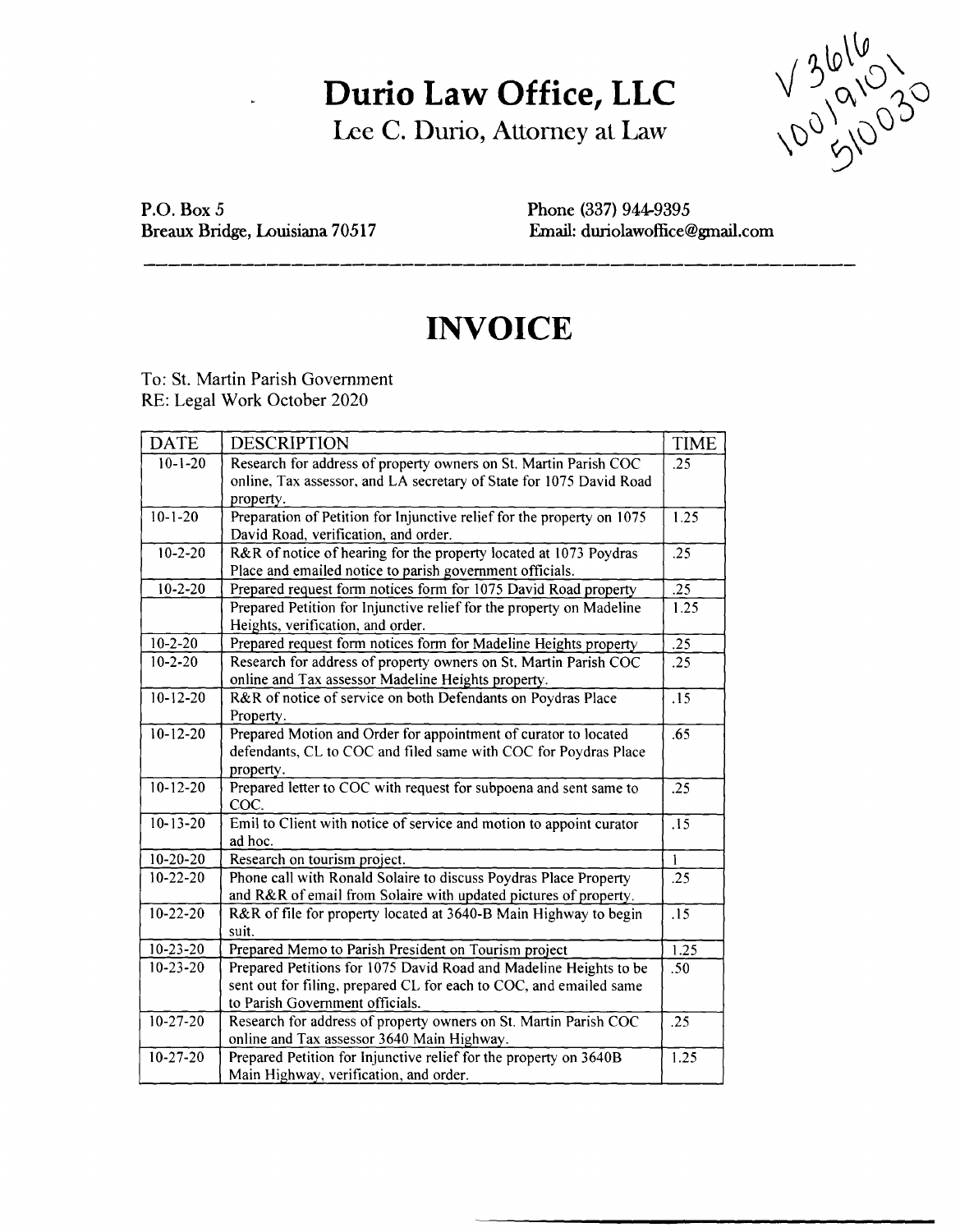# Durio Law Office, LLC

Lee C. Durio, Attorney at Law

V 3616
1001910 1
510030

P.O. Box 5
Breaux Bridge, Louisiana 70517

Phone (337) 944-9395
Email: duriolawoffice@gmail.com

# INVOICE

To: St. Martin Parish Government
RE: Legal Work October 2020

| DATE | DESCRIPTION | TIME |
|---|---|---|
| 10-1-20 | Research for address of property owners on St. Martin Parish COC online, Tax assessor, and LA secretary of State for 1075 David Road property. | .25 |
| 10-1-20 | Preparation of Petition for Injunctive relief for the property on 1075 David Road, verification, and order. | 1.25 |
| 10-2-20 | R&R of notice of hearing for the property located at 1073 Poydras Place and emailed notice to parish government officials. | .25 |
| 10-2-20 | Prepared request form notices form for 1075 David Road property | .25 |
| | Prepared Petition for Injunctive relief for the property on Madeline Heights, verification, and order. | 1.25 |
| 10-2-20 | Prepared request form notices form for Madeline Heights property | .25 |
| 10-2-20 | Research for address of property owners on St. Martin Parish COC online and Tax assessor Madeline Heights property. | .25 |
| 10-12-20 | R&R of notice of service on both Defendants on Poydras Place Property. | .15 |
| 10-12-20 | Prepared Motion and Order for appointment of curator to located defendants, CL to COC and filed same with COC for Poydras Place property. | .65 |
| 10-12-20 | Prepared letter to COC with request for subpoena and sent same to COC. | .25 |
| 10-13-20 | Emil to Client with notice of service and motion to appoint curator ad hoc. | .15 |
| 10-20-20 | Research on tourism project. | 1 |
| 10-22-20 | Phone call with Ronald Solaire to discuss Poydras Place Property and R&R of email from Solaire with updated pictures of property. | .25 |
| 10-22-20 | R&R of file for property located at 3640-B Main Highway to begin suit. | .15 |
| 10-23-20 | Prepared Memo to Parish President on Tourism project | 1.25 |
| 10-23-20 | Prepared Petitions for 1075 David Road and Madeline Heights to be sent out for filing, prepared CL for each to COC, and emailed same to Parish Government officials. | .50 |
| 10-27-20 | Research for address of property owners on St. Martin Parish COC online and Tax assessor 3640 Main Highway. | .25 |
| 10-27-20 | Prepared Petition for Injunctive relief for the property on 3640B Main Highway, verification, and order. | 1.25 |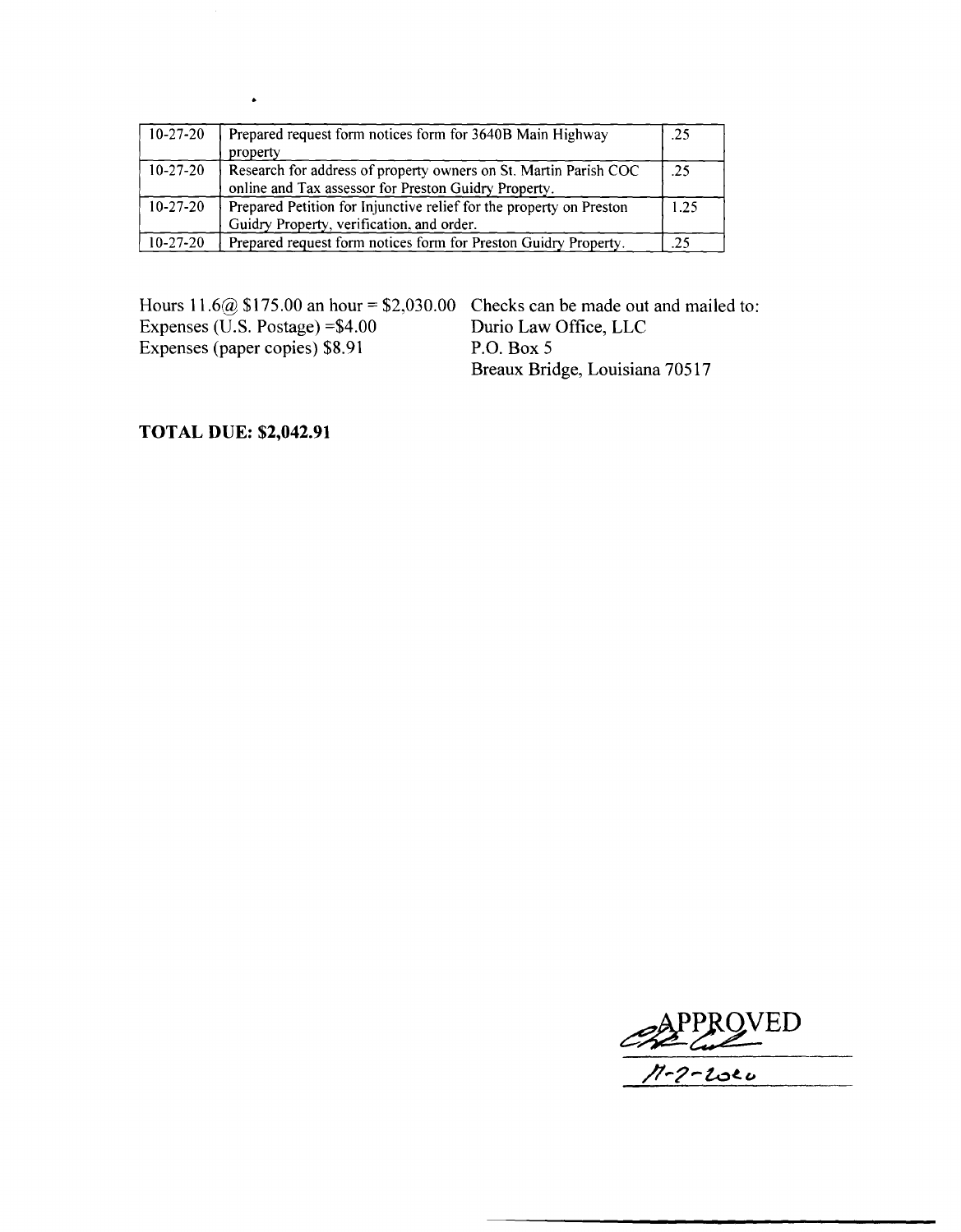| | | |
|---|---|---|
| 10-27-20 | Prepared request form notices form for 3640B Main Highway property | .25 |
| 10-27-20 | Research for address of property owners on St. Martin Parish COC online and Tax assessor for Preston Guidry Property. | .25 |
| 10-27-20 | Prepared Petition for Injunctive relief for the property on Preston Guidry Property, verification, and order. | 1.25 |
| 10-27-20 | Prepared request form notices form for Preston Guidry Property. | .25 |

Hours 11.6@ $175.00 an hour = $2,030.00
Expenses (U.S. Postage) =$4.00
Expenses (paper copies) $8.91

Checks can be made out and mailed to:
Durio Law Office, LLC
P.O. Box 5
Breaux Bridge, Louisiana 70517

**TOTAL DUE: $2,042.91**

APPROVED
11-2-2020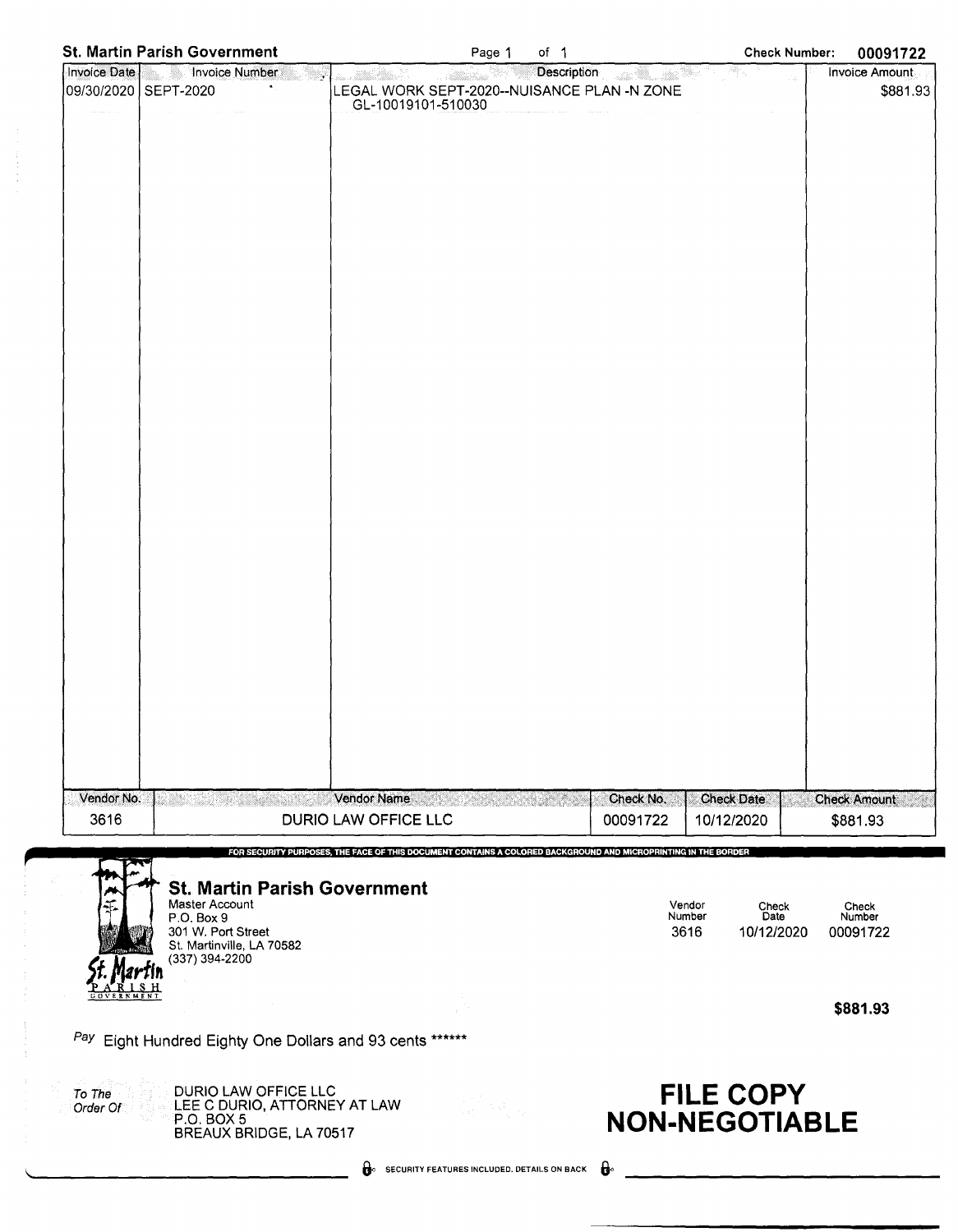**St. Martin Parish Government** Page 1 of 1 **Check Number: 00091722**

| Invoice Date | Invoice Number | Description | Invoice Amount |
|---|---|---|---|
| 09/30/2020 | SEPT-2020 | LEGAL WORK SEPT-2020--NUISANCE PLAN -N ZONE GL-10019101-510030 | $881.93 |

| Vendor No. | Vendor Name | Check No. | Check Date | Check Amount |
|---|---|---|---|---|
| 3616 | DURIO LAW OFFICE LLC | 00091722 | 10/12/2020 | $881.93 |

FOR SECURITY PURPOSES, THE FACE OF THIS DOCUMENT CONTAINS A COLORED BACKGROUND AND MICROPRINTING IN THE BORDER

**St. Martin Parish Government**
Master Account
P.O. Box 9
301 W. Port Street
St. Martinville, LA 70582
(337) 394-2200

| Vendor Number | Check Date | Check Number |
|---|---|---|
| 3616 | 10/12/2020 | 00091722 |

**$881.93**

Pay Eight Hundred Eighty One Dollars and 93 cents ******

To The Order Of
DURIO LAW OFFICE LLC
LEE C DURIO, ATTORNEY AT LAW
P.O. BOX 5
BREAUX BRIDGE, LA 70517

**FILE COPY**
**NON-NEGOTIABLE**

SECURITY FEATURES INCLUDED. DETAILS ON BACK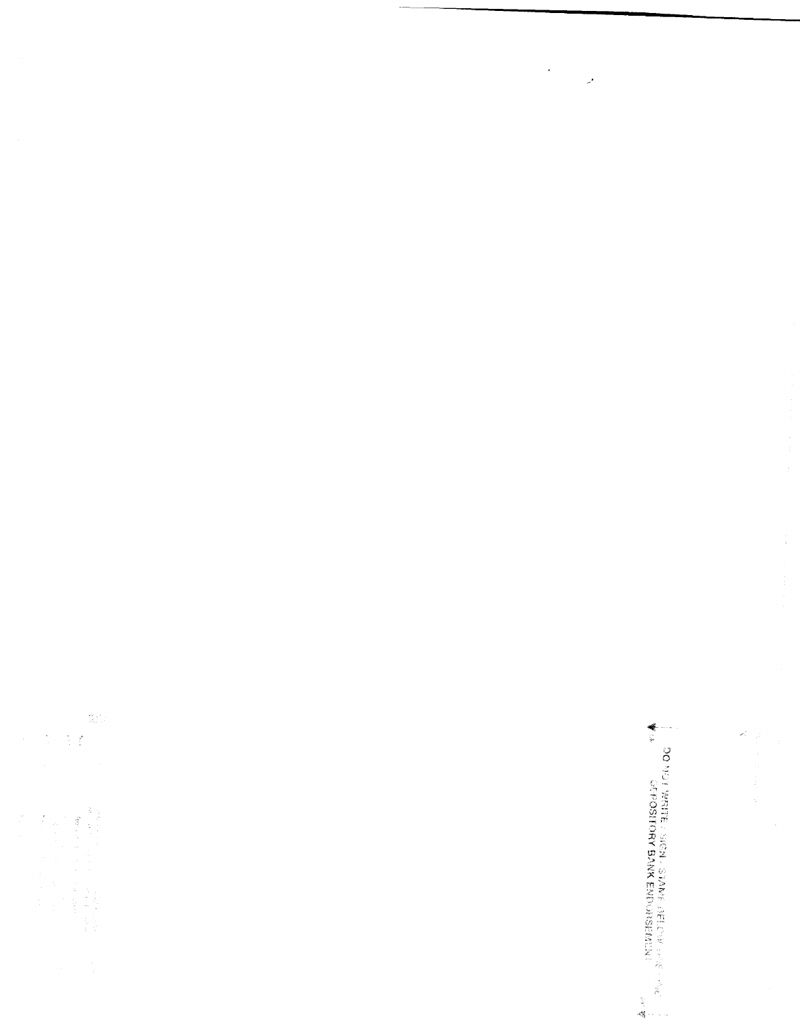DO NOT WRITE / SIGN / STAMP BELOW THIS LINE

DEPOSITORY BANK ENDORSEMENT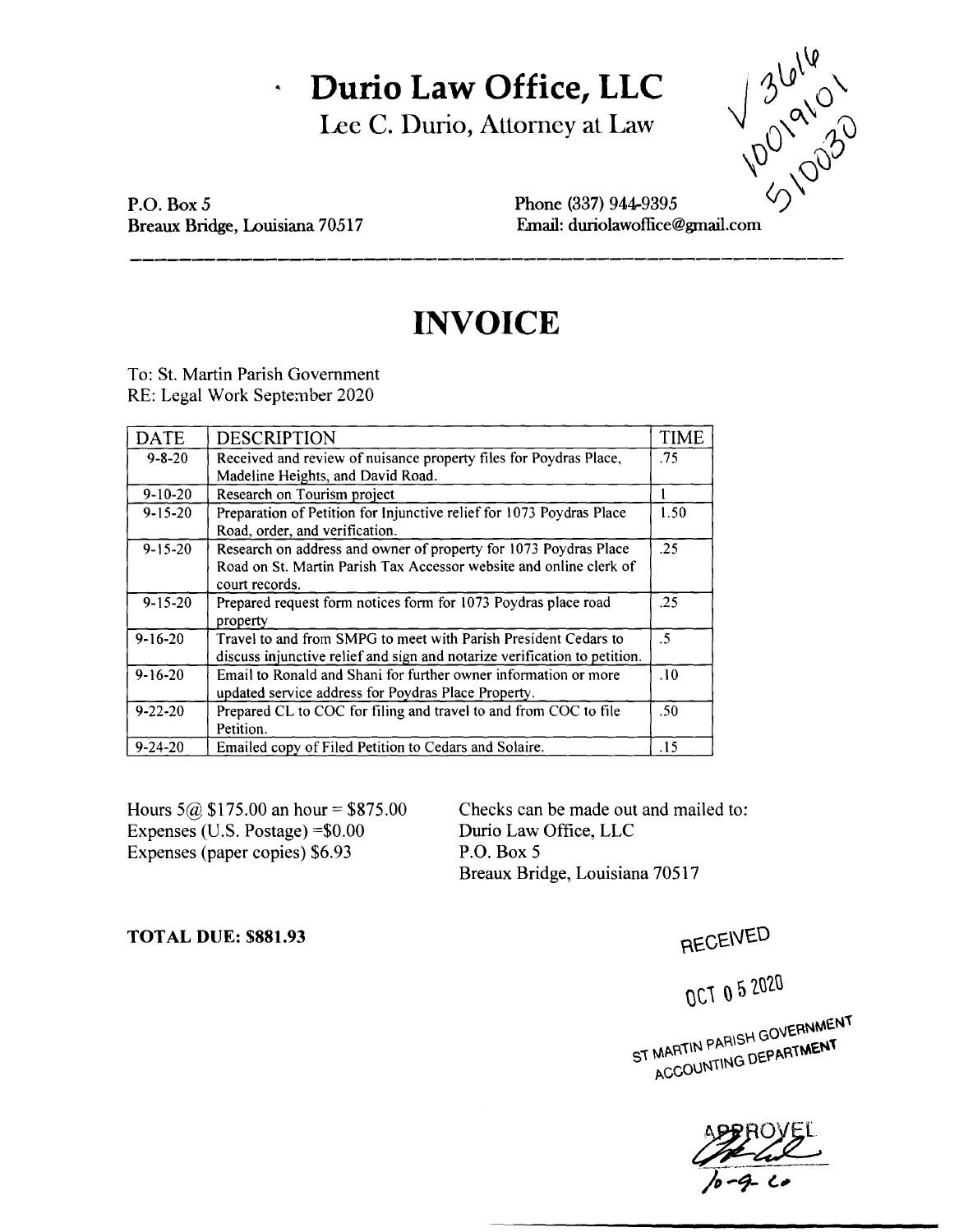# Durio Law Office, LLC

Lee C. Durio, Attorney at Law

V 3616
10019101
510030

P.O. Box 5
Breaux Bridge, Louisiana 70517

Phone (337) 944-9395
Email: duriolawoffice@gmail.com

# INVOICE

To: St. Martin Parish Government
RE: Legal Work September 2020

| DATE | DESCRIPTION | TIME |
|---|---|---|
| 9-8-20 | Received and review of nuisance property files for Poydras Place, Madeline Heights, and David Road. | .75 |
| 9-10-20 | Research on Tourism project | 1 |
| 9-15-20 | Preparation of Petition for Injunctive relief for 1073 Poydras Place Road, order, and verification. | 1.50 |
| 9-15-20 | Research on address and owner of property for 1073 Poydras Place Road on St. Martin Parish Tax Accessor website and online clerk of court records. | .25 |
| 9-15-20 | Prepared request form notices form for 1073 Poydras place road property | .25 |
| 9-16-20 | Travel to and from SMPG to meet with Parish President Cedars to discuss injunctive relief and sign and notarize verification to petition. | .5 |
| 9-16-20 | Email to Ronald and Shani for further owner information or more updated service address for Poydras Place Property. | .10 |
| 9-22-20 | Prepared CL to COC for filing and travel to and from COC to file Petition. | .50 |
| 9-24-20 | Emailed copy of Filed Petition to Cedars and Solaire. | .15 |

Hours 5@ $175.00 an hour = $875.00
Expenses (U.S. Postage) =$0.00
Expenses (paper copies) $6.93

Checks can be made out and mailed to:
Durio Law Office, LLC
P.O. Box 5
Breaux Bridge, Louisiana 70517

**TOTAL DUE: $881.93**

RECEIVED
OCT 05 2020
ST MARTIN PARISH GOVERNMENT
ACCOUNTING DEPARTMENT

APPROVED
10-9-20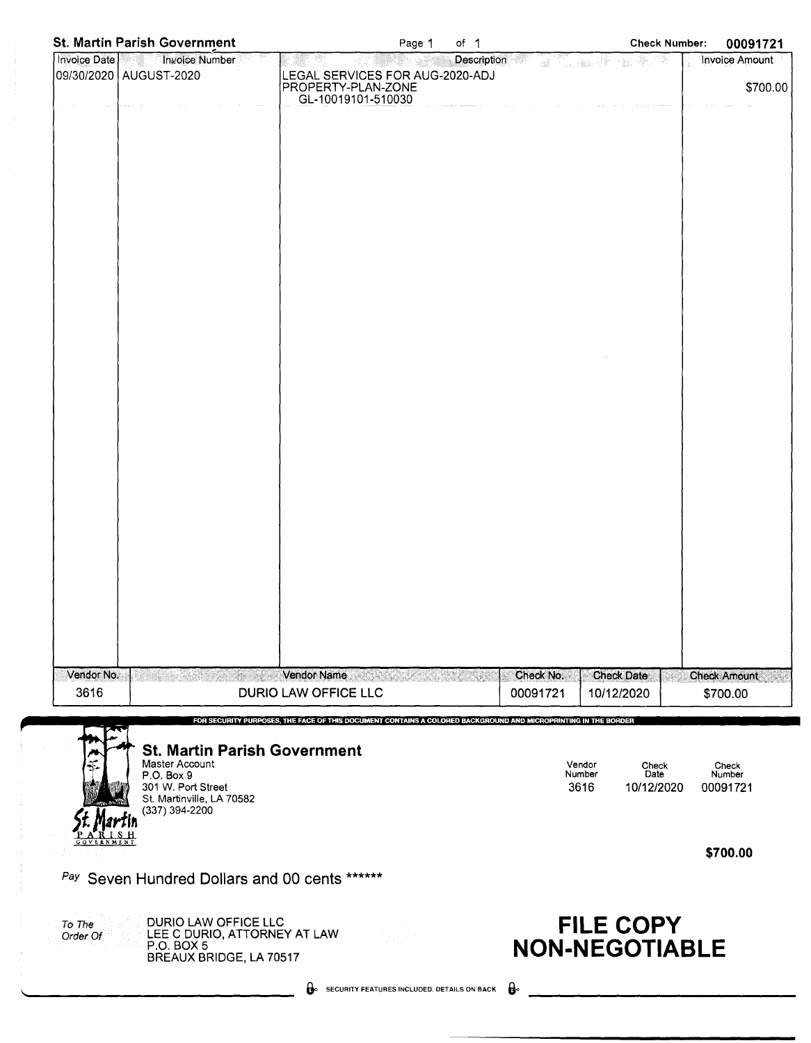**St. Martin Parish Government** Page 1 of 1 **Check Number: 00091721**

| Invoice Date | Invoice Number | Description | Invoice Amount |
|---|---|---|---|
| 09/30/2020 | AUGUST-2020 | LEGAL SERVICES FOR AUG-2020-ADJ PROPERTY-PLAN-ZONE GL-10019101-510030 | $700.00 |

| Vendor No. | Vendor Name | Check No. | Check Date | Check Amount |
|---|---|---|---|---|
| 3616 | DURIO LAW OFFICE LLC | 00091721 | 10/12/2020 | $700.00 |

FOR SECURITY PURPOSES, THE FACE OF THIS DOCUMENT CONTAINS A COLORED BACKGROUND AND MICROPRINTING IN THE BORDER

**St. Martin Parish Government**
Master Account
P.O. Box 9
301 W. Port Street
St. Martinville, LA 70582
(337) 394-2200

St. Martin PARISH GOVERNMENT

| Vendor Number | Check Date | Check Number |
|---|---|---|
| 3616 | 10/12/2020 | 00091721 |

**$700.00**

*Pay* Seven Hundred Dollars and 00 cents ******

*To The Order Of*
DURIO LAW OFFICE LLC
LEE C DURIO, ATTORNEY AT LAW
P.O. BOX 5
BREAUX BRIDGE, LA 70517

**FILE COPY NON-NEGOTIABLE**

SECURITY FEATURES INCLUDED. DETAILS ON BACK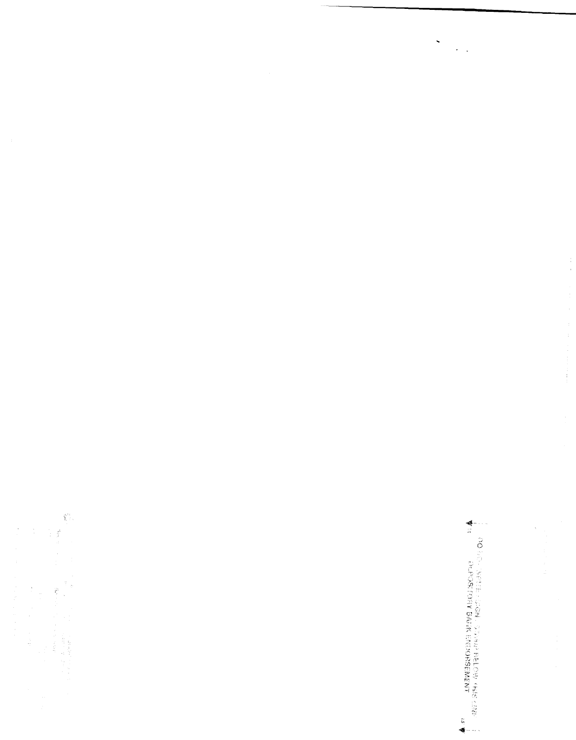DO NOT WRITE, SIGN OR STAMP BELOW THIS LINE
DEPOSITORY BANK ENDORSEMENT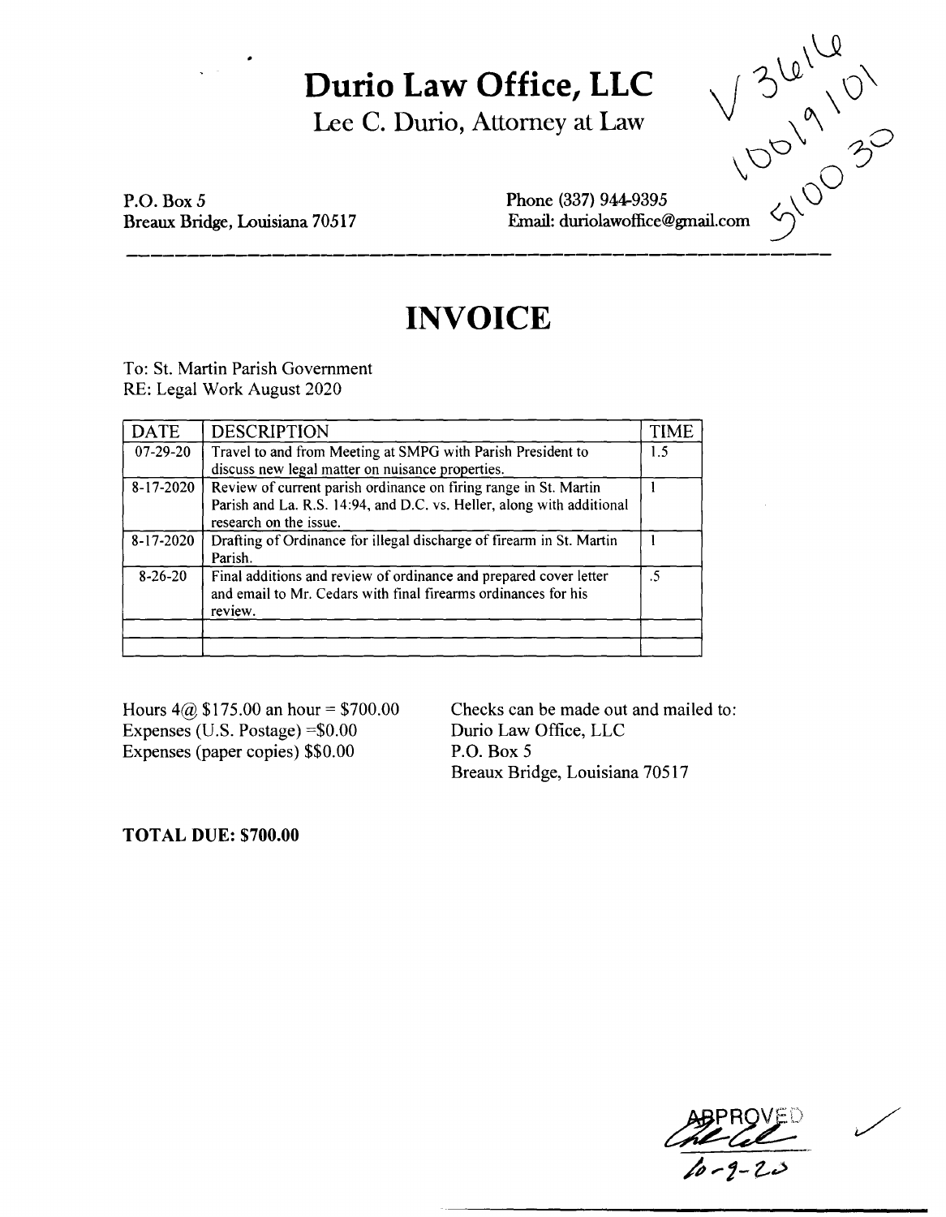# Durio Law Office, LLC

Lee C. Durio, Attorney at Law

V 36116
1001 9101
5100 30

P.O. Box 5
Breaux Bridge, Louisiana 70517

Phone (337) 944-9395
Email: duriolawoffice@gmail.com

# INVOICE

To: St. Martin Parish Government
RE: Legal Work August 2020

| DATE | DESCRIPTION | TIME |
|---|---|---|
| 07-29-20 | Travel to and from Meeting at SMPG with Parish President to discuss new legal matter on nuisance properties. | 1.5 |
| 8-17-2020 | Review of current parish ordinance on firing range in St. Martin Parish and La. R.S. 14:94, and D.C. vs. Heller, along with additional research on the issue. | 1 |
| 8-17-2020 | Drafting of Ordinance for illegal discharge of firearm in St. Martin Parish. | 1 |
| 8-26-20 | Final additions and review of ordinance and prepared cover letter and email to Mr. Cedars with final firearms ordinances for his review. | .5 |
| | | |
| | | |

Hours 4@ $175.00 an hour = $700.00
Expenses (U.S. Postage) =$0.00
Expenses (paper copies) $$0.00

Checks can be made out and mailed to:
Durio Law Office, LLC
P.O. Box 5
Breaux Bridge, Louisiana 70517

**TOTAL DUE: $700.00**

APPROVED
10-9-20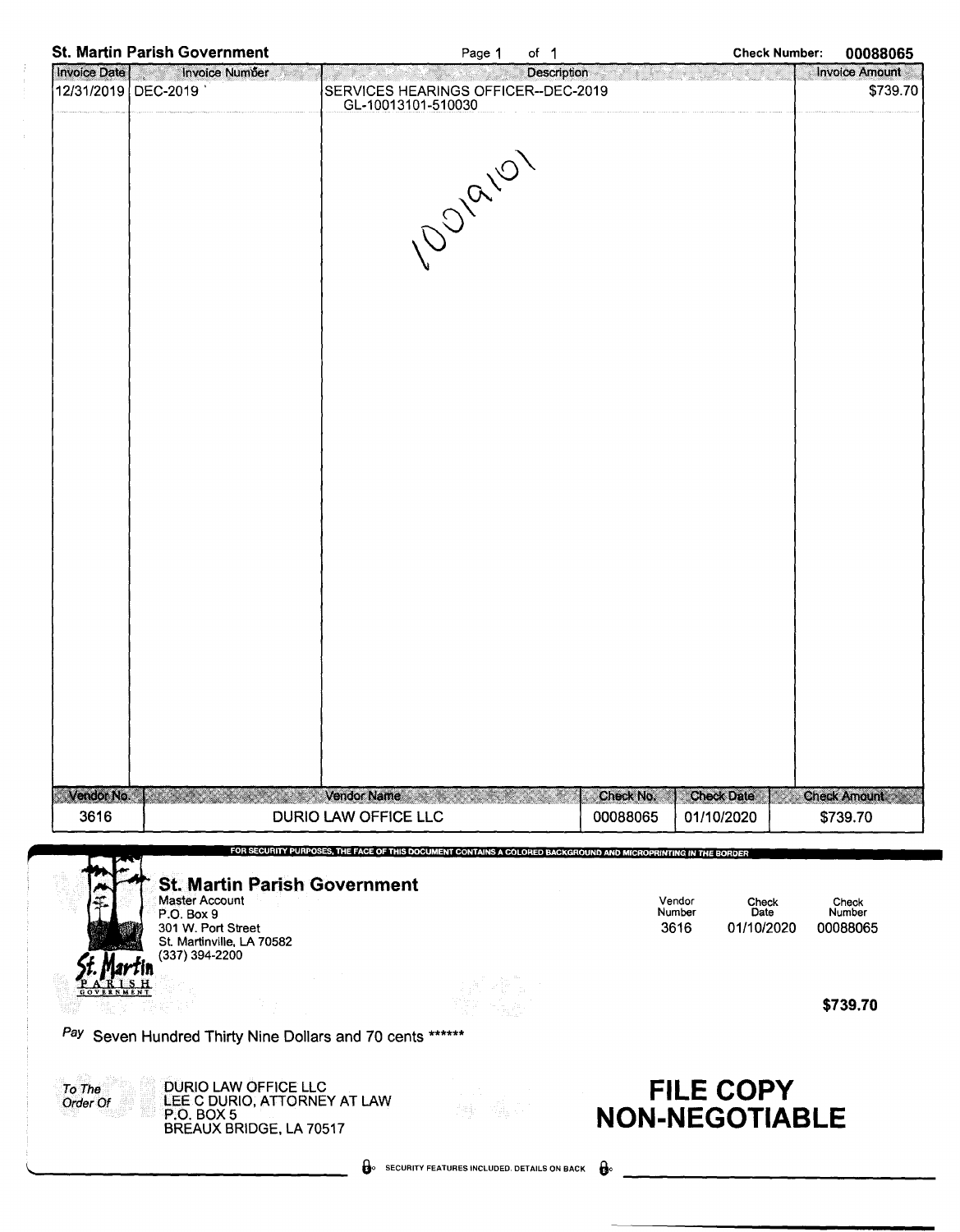**St. Martin Parish Government** Page 1 of 1 **Check Number: 00088065**

| Invoice Date | Invoice Number | Description | Invoice Amount |
|---|---|---|---|
| 12/31/2019 | DEC-2019 | SERVICES HEARINGS OFFICER--DEC-2019<br>GL-10013101-510030 | $739.70 |

10019101

| Vendor No. | Vendor Name | Check No. | Check Date | Check Amount |
|---|---|---|---|---|
| 3616 | DURIO LAW OFFICE LLC | 00088065 | 01/10/2020 | $739.70 |

FOR SECURITY PURPOSES, THE FACE OF THIS DOCUMENT CONTAINS A COLORED BACKGROUND AND MICROPRINTING IN THE BORDER

**St. Martin Parish Government**
Master Account
P.O. Box 9
301 W. Port Street
St. Martinville, LA 70582
(337) 394-2200

St. Martin PARISH GOVERNMENT

| Vendor Number | Check Date | Check Number |
|---|---|---|
| 3616 | 01/10/2020 | 00088065 |

**$739.70**

*Pay* Seven Hundred Thirty Nine Dollars and 70 cents ******

*To The Order Of*
DURIO LAW OFFICE LLC
LEE C DURIO, ATTORNEY AT LAW
P.O. BOX 5
BREAUX BRIDGE, LA 70517

**FILE COPY**
**NON-NEGOTIABLE**

SECURITY FEATURES INCLUDED. DETAILS ON BACK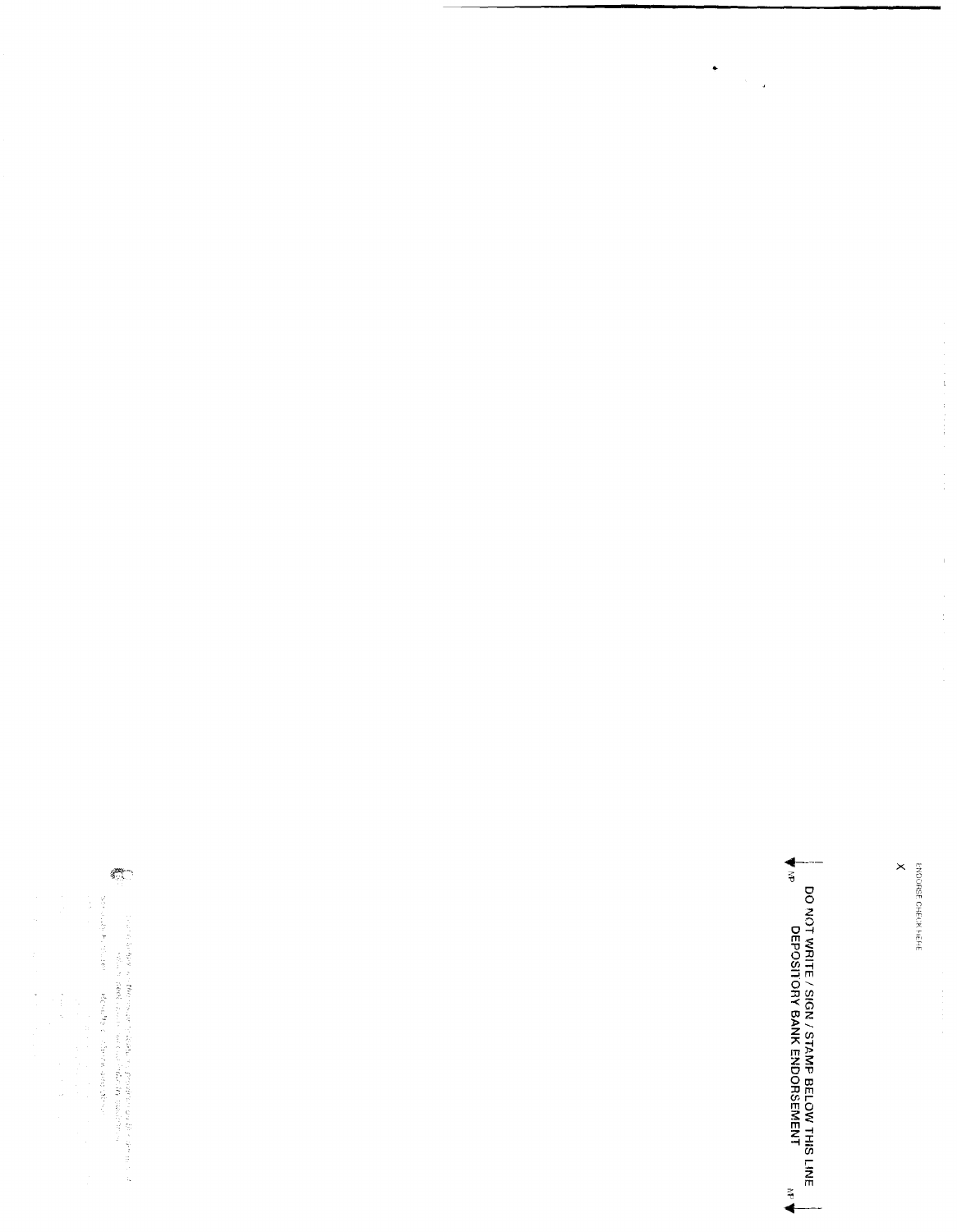ENDORSE CHECK HERE

X

DO NOT WRITE / SIGN / STAMP BELOW THIS LINE
DEPOSITORY BANK ENDORSEMENT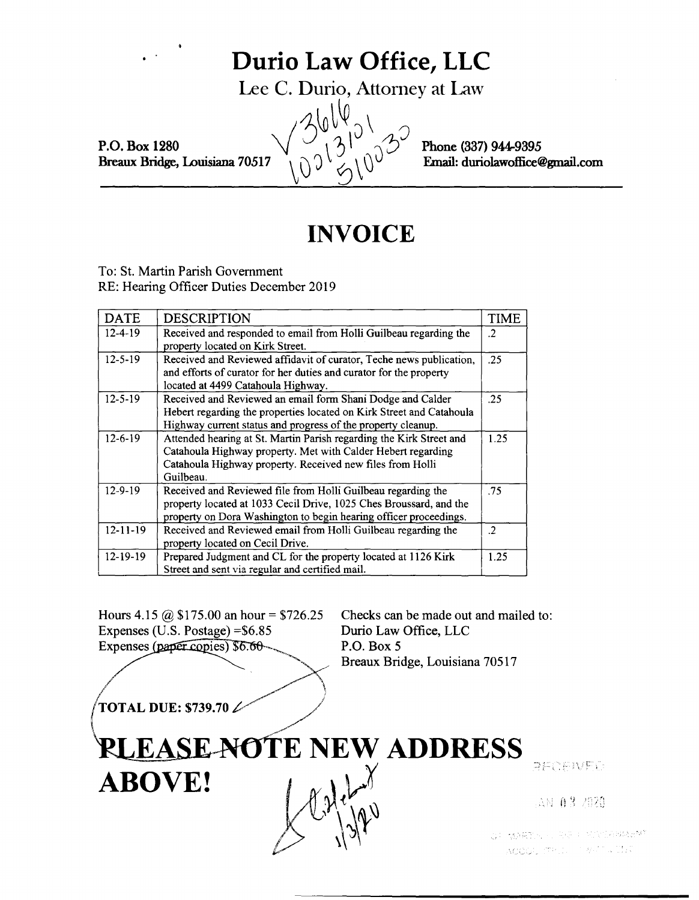# Durio Law Office, LLC

Lee C. Durio, Attorney at Law

P.O. Box 1280
Breaux Bridge, Louisiana 70517

Phone (337) 944-9395
Email: duriolawoffice@gmail.com

# INVOICE

To: St. Martin Parish Government
RE: Hearing Officer Duties December 2019

| DATE | DESCRIPTION | TIME |
|---|---|---|
| 12-4-19 | Received and responded to email from Holli Guilbeau regarding the property located on Kirk Street. | .2 |
| 12-5-19 | Received and Reviewed affidavit of curator, Teche news publication, and efforts of curator for her duties and curator for the property located at 4499 Catahoula Highway. | .25 |
| 12-5-19 | Received and Reviewed an email form Shani Dodge and Calder Hebert regarding the properties located on Kirk Street and Catahoula Highway current status and progress of the property cleanup. | .25 |
| 12-6-19 | Attended hearing at St. Martin Parish regarding the Kirk Street and Catahoula Highway property. Met with Calder Hebert regarding Catahoula Highway property. Received new files from Holli Guilbeau. | 1.25 |
| 12-9-19 | Received and Reviewed file from Holli Guilbeau regarding the property located at 1033 Cecil Drive, 1025 Ches Broussard, and the property on Dora Washington to begin hearing officer proceedings. | .75 |
| 12-11-19 | Received and Reviewed email from Holli Guilbeau regarding the property located on Cecil Drive. | .2 |
| 12-19-19 | Prepared Judgment and CL for the property located at 1126 Kirk Street and sent via regular and certified mail. | 1.25 |

Hours 4.15 @ $175.00 an hour = $726.25
Expenses (U.S. Postage) =$6.85
Expenses (~~paper copies~~) ~~$6.60~~

**TOTAL DUE: $739.70**

Checks can be made out and mailed to:
Durio Law Office, LLC
P.O. Box 5
Breaux Bridge, Louisiana 70517

# PLEASE NOTE NEW ADDRESS ABOVE!

RECEIVED JAN 03 2020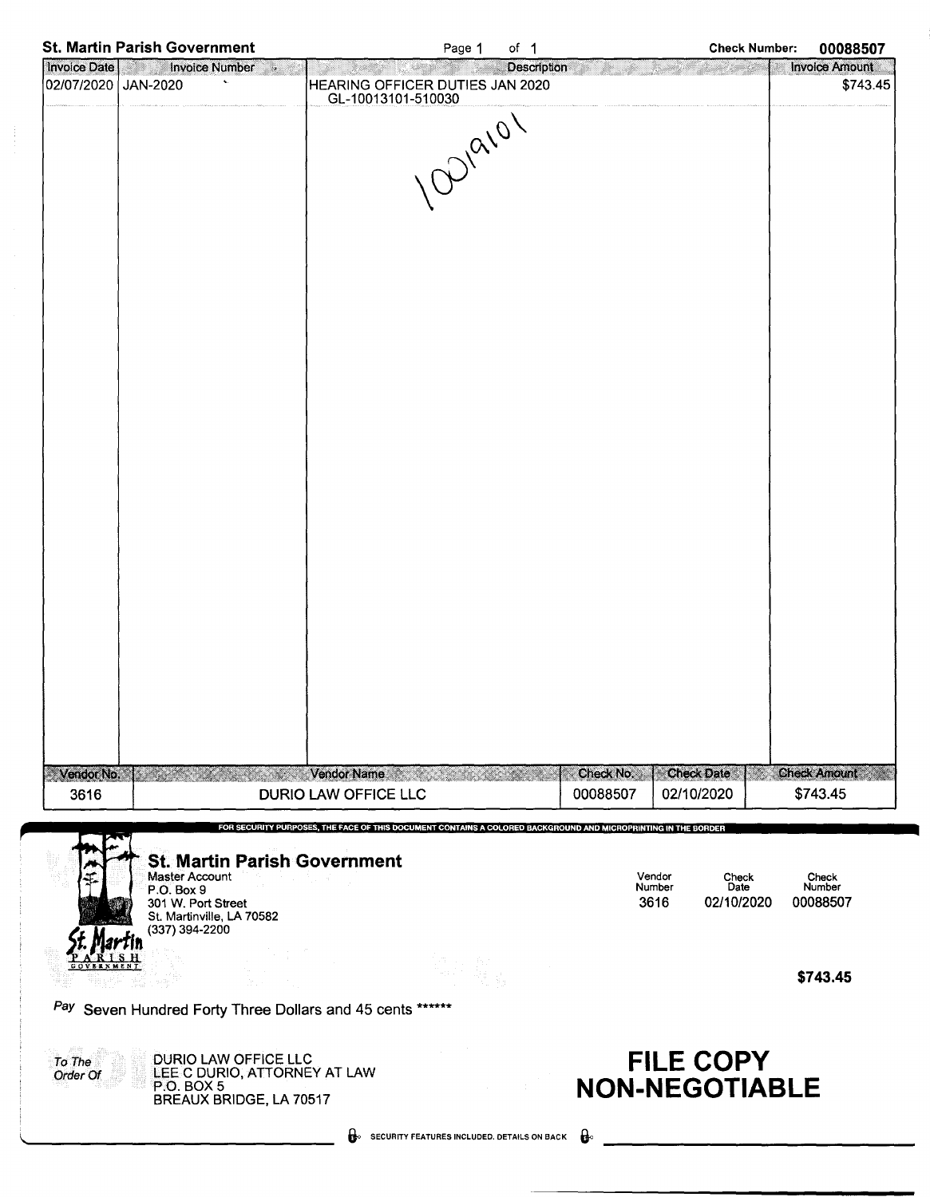**St. Martin Parish Government** Page 1 of 1 **Check Number: 00088507**

| Invoice Date | Invoice Number | Description | Invoice Amount |
|---|---|---|---|
| 02/07/2020 | JAN-2020 | HEARING OFFICER DUTIES JAN 2020<br>GL-10013101-510030 | $743.45 |

10019101

| Vendor No. | Vendor Name | Check No. | Check Date | Check Amount |
|---|---|---|---|---|
| 3616 | DURIO LAW OFFICE LLC | 00088507 | 02/10/2020 | $743.45 |

FOR SECURITY PURPOSES, THE FACE OF THIS DOCUMENT CONTAINS A COLORED BACKGROUND AND MICROPRINTING IN THE BORDER

**St. Martin Parish Government**
Master Account
P.O. Box 9
301 W. Port Street
St. Martinville, LA 70582
(337) 394-2200

| Vendor Number | Check Date | Check Number |
|---|---|---|
| 3616 | 02/10/2020 | 00088507 |

**$743.45**

*Pay* Seven Hundred Forty Three Dollars and 45 cents ******

*To The Order Of*
DURIO LAW OFFICE LLC
LEE C DURIO, ATTORNEY AT LAW
P.O. BOX 5
BREAUX BRIDGE, LA 70517

**FILE COPY**
**NON-NEGOTIABLE**

SECURITY FEATURES INCLUDED. DETAILS ON BACK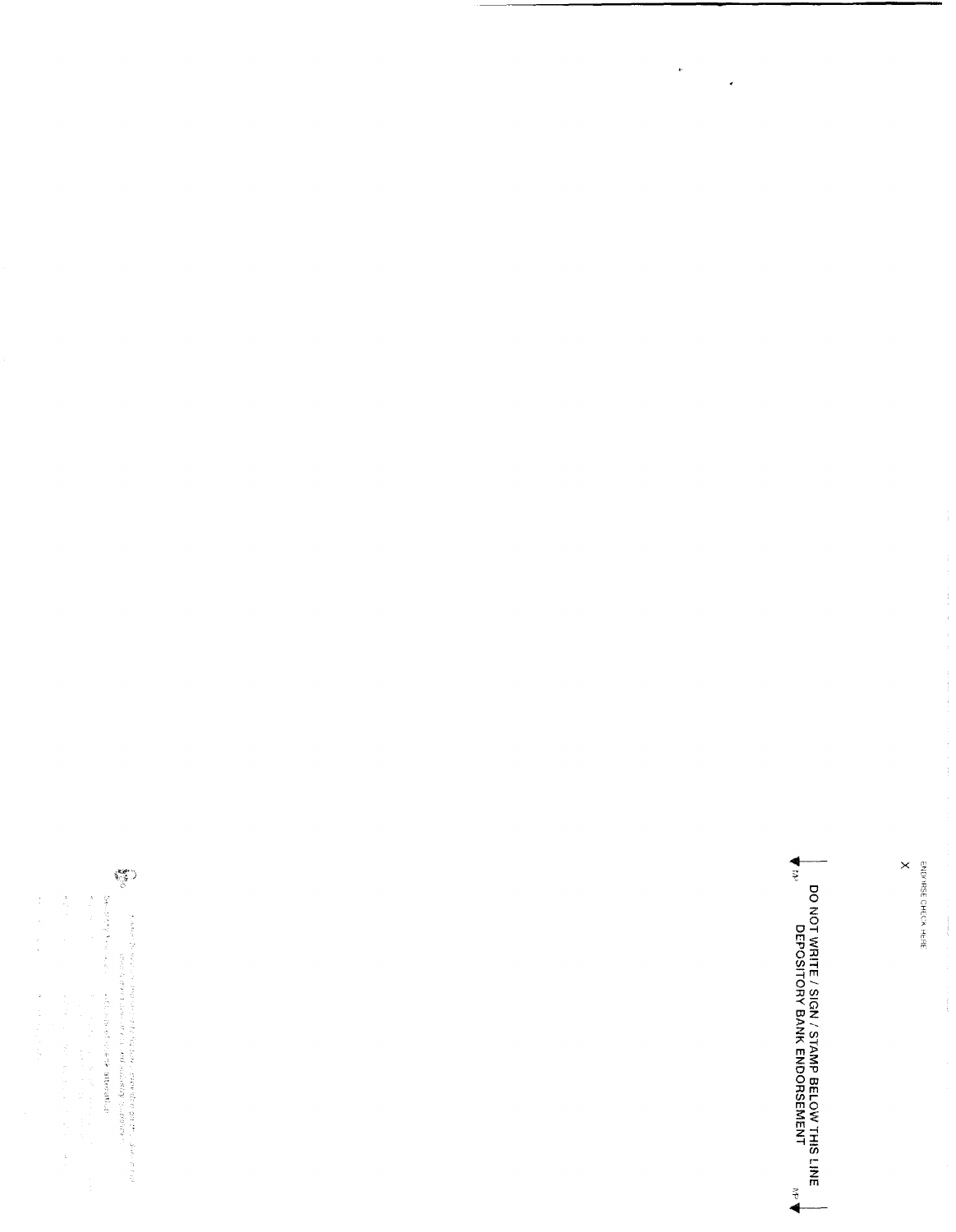ENDORSE CHECK HERE

X

DO NOT WRITE / SIGN / STAMP BELOW THIS LINE
DEPOSITORY BANK ENDORSEMENT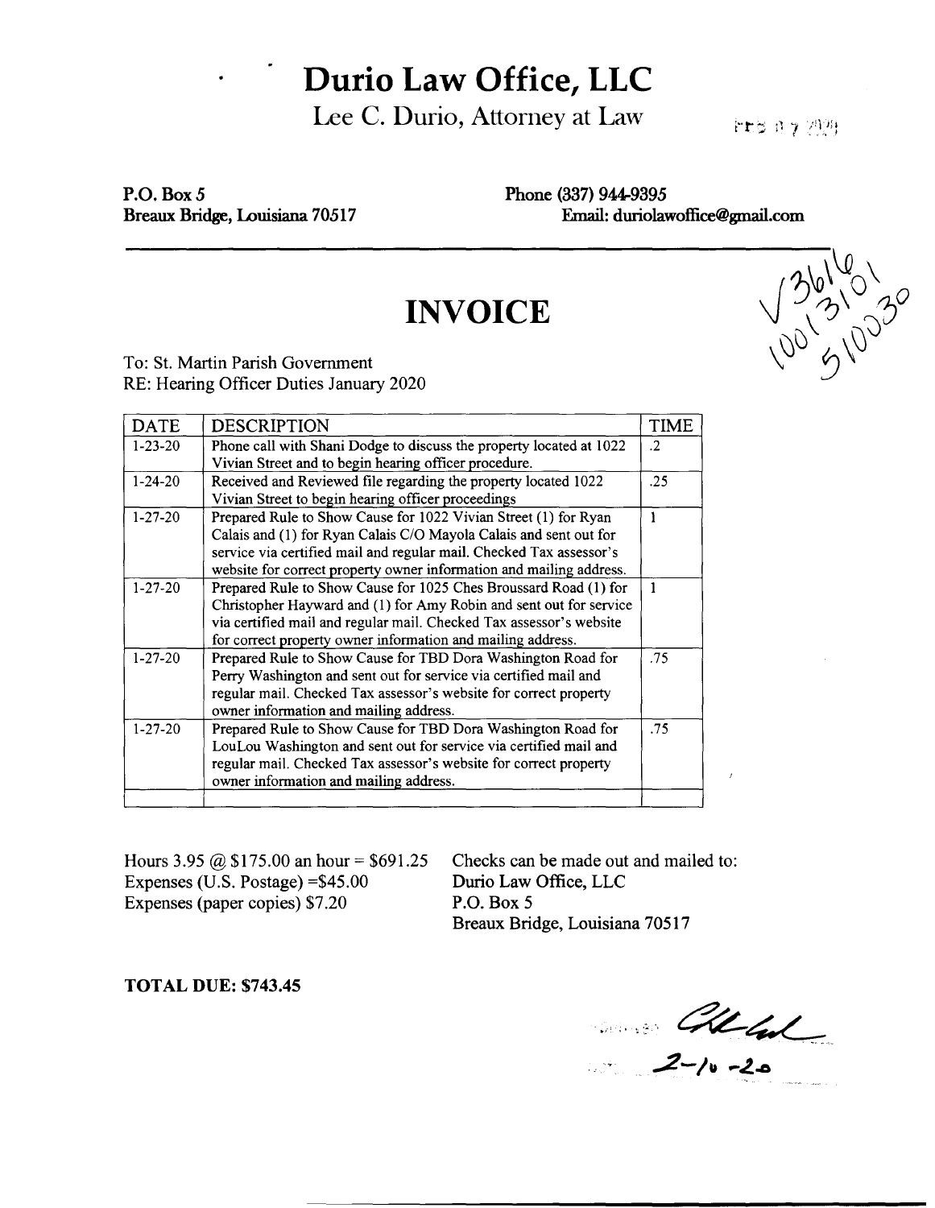# Durio Law Office, LLC

Lee C. Durio, Attorney at Law

FEB 07 2020

**P.O. Box 5**
**Breaux Bridge, Louisiana 70517**

**Phone (337) 944-9395**
**Email: duriolawoffice@gmail.com**

√36161
10013101
510030

# INVOICE

To: St. Martin Parish Government
RE: Hearing Officer Duties January 2020

| DATE | DESCRIPTION | TIME |
|---|---|---|
| 1-23-20 | Phone call with Shani Dodge to discuss the property located at 1022 Vivian Street and to begin hearing officer procedure. | .2 |
| 1-24-20 | Received and Reviewed file regarding the property located 1022 Vivian Street to begin hearing officer proceedings | .25 |
| 1-27-20 | Prepared Rule to Show Cause for 1022 Vivian Street (1) for Ryan Calais and (1) for Ryan Calais C/O Mayola Calais and sent out for service via certified mail and regular mail. Checked Tax assessor's website for correct property owner information and mailing address. | 1 |
| 1-27-20 | Prepared Rule to Show Cause for 1025 Ches Broussard Road (1) for Christopher Hayward and (1) for Amy Robin and sent out for service via certified mail and regular mail. Checked Tax assessor's website for correct property owner information and mailing address. | 1 |
| 1-27-20 | Prepared Rule to Show Cause for TBD Dora Washington Road for Perry Washington and sent out for service via certified mail and regular mail. Checked Tax assessor's website for correct property owner information and mailing address. | .75 |
| 1-27-20 | Prepared Rule to Show Cause for TBD Dora Washington Road for LouLou Washington and sent out for service via certified mail and regular mail. Checked Tax assessor's website for correct property owner information and mailing address. | .75 |
| | | |

Hours 3.95 @ $175.00 an hour = $691.25
Expenses (U.S. Postage) =$45.00
Expenses (paper copies) $7.20

Checks can be made out and mailed to:
Durio Law Office, LLC
P.O. Box 5
Breaux Bridge, Louisiana 70517

**TOTAL DUE: $743.45**

2-10-20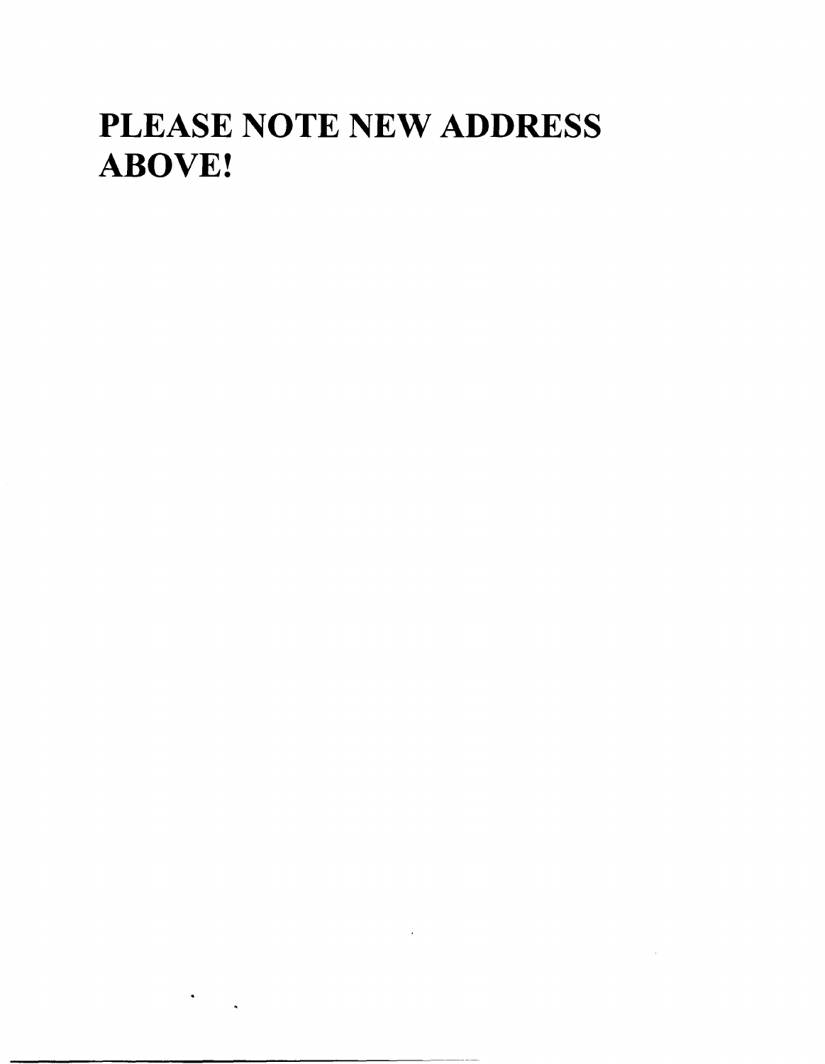# PLEASE NOTE NEW ADDRESS ABOVE!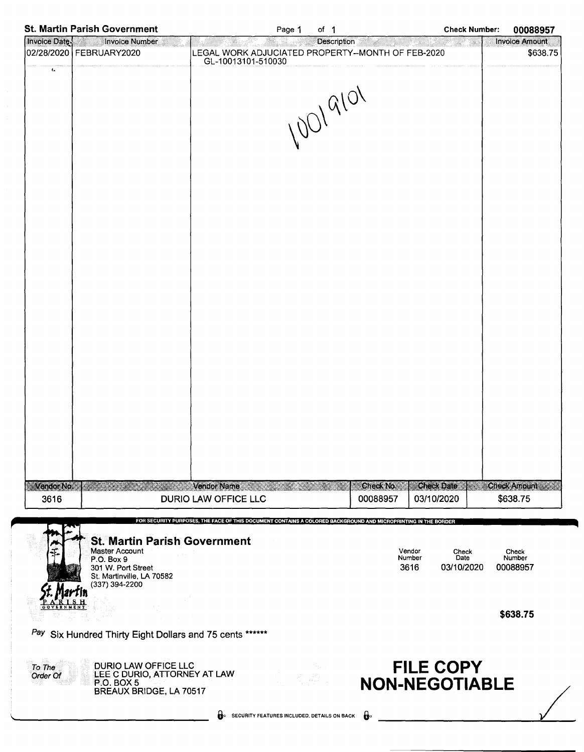**St. Martin Parish Government** Page 1 of 1 **Check Number: 00088957**

| Invoice Date | Invoice Number | Description | Invoice Amount |
|---|---|---|---|
| 02/28/2020 | FEBRUARY2020 | LEGAL WORK ADJUCIATED PROPERTY--MONTH OF FEB-2020<br>GL-10013101-510030 | $638.75 |

10019101

| Vendor No. | Vendor Name | Check No. | Check Date | Check Amount |
|---|---|---|---|---|
| 3616 | DURIO LAW OFFICE LLC | 00088957 | 03/10/2020 | $638.75 |

FOR SECURITY PURPOSES, THE FACE OF THIS DOCUMENT CONTAINS A COLORED BACKGROUND AND MICROPRINTING IN THE BORDER

**St. Martin Parish Government**
Master Account
P.O. Box 9
301 W. Port Street
St. Martinville, LA 70582
(337) 394-2200

St. Martin PARISH GOVERNMENT

| Vendor Number | Check Date | Check Number |
|---|---|---|
| 3616 | 03/10/2020 | 00088957 |

**$638.75**

*Pay* Six Hundred Thirty Eight Dollars and 75 cents ******

*To The Order Of*
DURIO LAW OFFICE LLC
LEE C DURIO, ATTORNEY AT LAW
P.O. BOX 5
BREAUX BRIDGE, LA 70517

**FILE COPY**
**NON-NEGOTIABLE**

SECURITY FEATURES INCLUDED. DETAILS ON BACK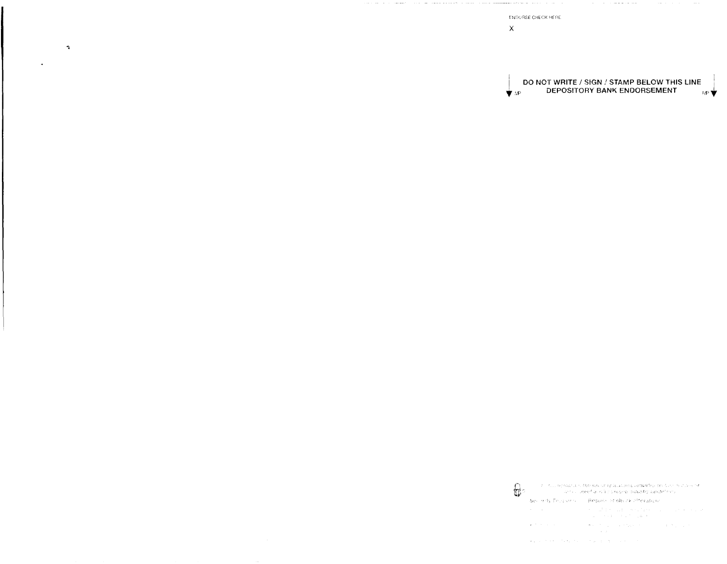ENDORSE CHECK HERE

X

DO NOT WRITE / SIGN / STAMP BELOW THIS LINE
DEPOSITORY BANK ENDORSEMENT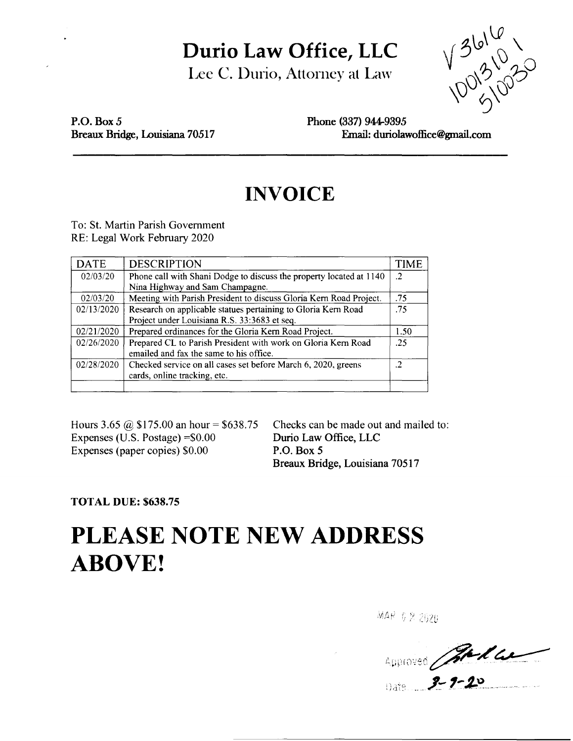# Durio Law Office, LLC

Lee C. Durio, Attorney at Law

V 3616
1001310 1
510030

**P.O. Box 5**
**Breaux Bridge, Louisiana 70517**

**Phone (337) 944-9395**
**Email: duriolawoffice@gmail.com**

# INVOICE

To: St. Martin Parish Government
RE: Legal Work February 2020

| DATE | DESCRIPTION | TIME |
|---|---|---|
| 02/03/20 | Phone call with Shani Dodge to discuss the property located at 1140 Nina Highway and Sam Champagne. | .2 |
| 02/03/20 | Meeting with Parish President to discuss Gloria Kern Road Project. | .75 |
| 02/13/2020 | Research on applicable statues pertaining to Gloria Kern Road Project under Louisiana R.S. 33:3683 et seq. | .75 |
| 02/21/2020 | Prepared ordinances for the Gloria Kern Road Project. | 1.50 |
| 02/26/2020 | Prepared CL to Parish President with work on Gloria Kern Road emailed and fax the same to his office. | .25 |
| 02/28/2020 | Checked service on all cases set before March 6, 2020, greens cards, online tracking, etc. | .2 |
| | | |

Hours 3.65 @ $175.00 an hour = $638.75
Expenses (U.S. Postage) =$0.00
Expenses (paper copies) $0.00

Checks can be made out and mailed to:
**Durio Law Office, LLC**
**P.O. Box 5**
**Breaux Bridge, Louisiana 70517**

**TOTAL DUE: $638.75**

# PLEASE NOTE NEW ADDRESS ABOVE!

MAR 0 2 2020

Approved [signature]

Date 3-9-20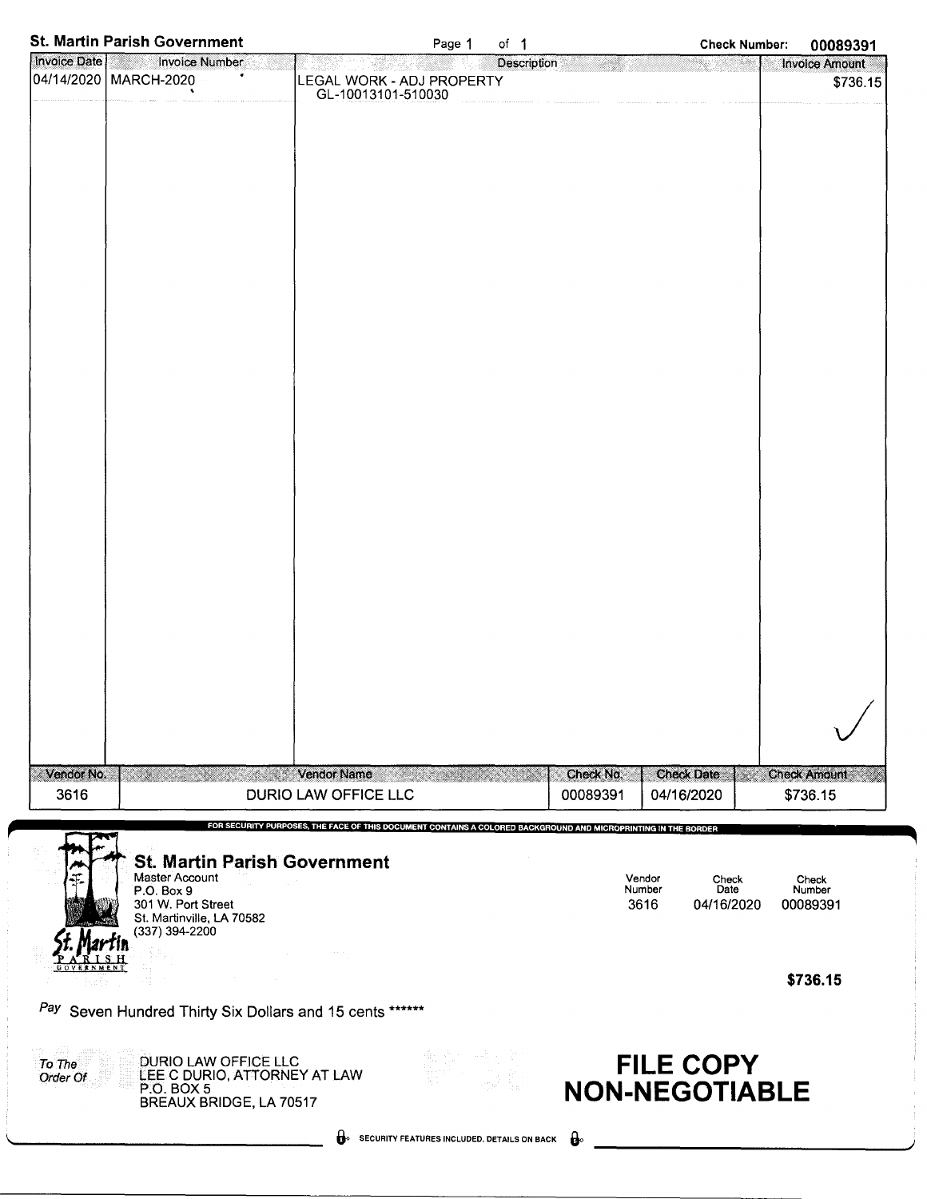**St. Martin Parish Government** | Check Number: **00089391**

| Invoice Date | Invoice Number | Description | Invoice Amount |
|---|---|---|---|
| 04/14/2020 | MARCH-2020 | LEGAL WORK - ADJ PROPERTY<br>GL-10013101-510030 | $736.15 |

| Vendor No. | Vendor Name | Check No. | Check Date | Check Amount |
|---|---|---|---|---|
| 3616 | DURIO LAW OFFICE LLC | 00089391 | 04/16/2020 | $736.15 |

FOR SECURITY PURPOSES, THE FACE OF THIS DOCUMENT CONTAINS A COLORED BACKGROUND AND MICROPRINTING IN THE BORDER

**St. Martin Parish Government**
Master Account
P.O. Box 9
301 W. Port Street
St. Martinville, LA 70582
(337) 394-2200

| Vendor Number | Check Date | Check Number |
|---|---|---|
| 3616 | 04/16/2020 | 00089391 |

**$736.15**

*Pay* Seven Hundred Thirty Six Dollars and 15 cents ******

*To The Order Of*
DURIO LAW OFFICE LLC
LEE C DURIO, ATTORNEY AT LAW
P.O. BOX 5
BREAUX BRIDGE, LA 70517

**FILE COPY**
**NON-NEGOTIABLE**

SECURITY FEATURES INCLUDED. DETAILS ON BACK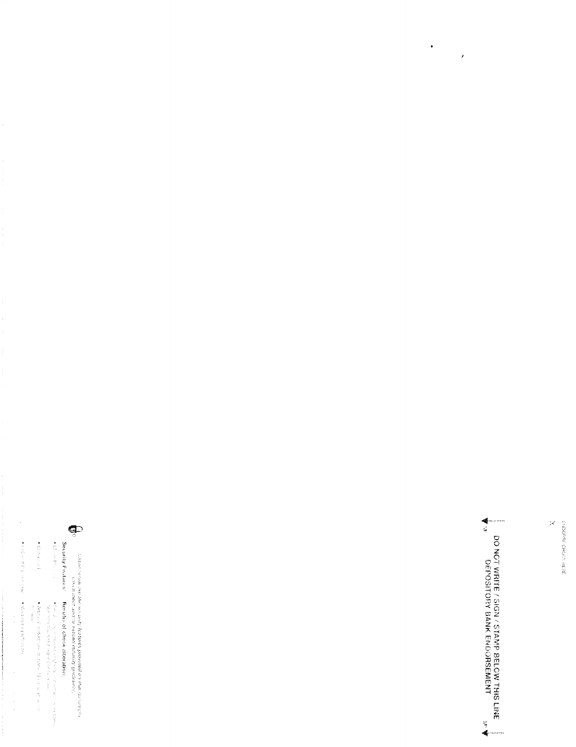ENDORSE CHECK HERE

X

DO NOT WRITE / SIGN / STAMP BELOW THIS LINE
DEPOSITORY BANK ENDORSEMENT

Listed below are the security features provided on this document which meet and/or exceed industry guidelines.

Security Features | Results of check alteration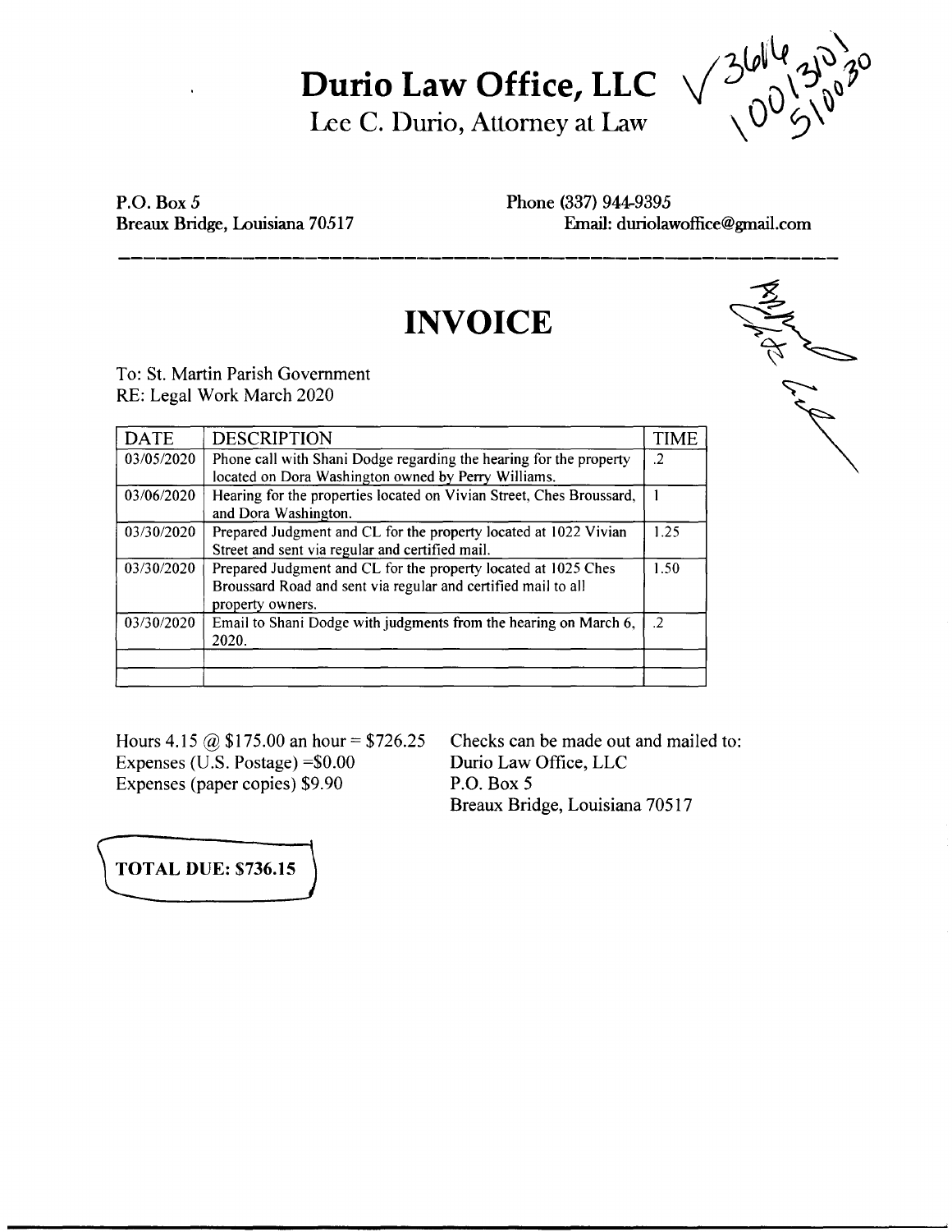# Durio Law Office, LLC

Lee C. Durio, Attorney at Law

√ 3614 1001310 1005100030

P.O. Box 5
Breaux Bridge, Louisiana 70517

Phone (337) 944-9395
Email: duriolawoffice@gmail.com

# INVOICE

To: St. Martin Parish Government
RE: Legal Work March 2020

| DATE | DESCRIPTION | TIME |
|---|---|---|
| 03/05/2020 | Phone call with Shani Dodge regarding the hearing for the property located on Dora Washington owned by Perry Williams. | .2 |
| 03/06/2020 | Hearing for the properties located on Vivian Street, Ches Broussard, and Dora Washington. | 1 |
| 03/30/2020 | Prepared Judgment and CL for the property located at 1022 Vivian Street and sent via regular and certified mail. | 1.25 |
| 03/30/2020 | Prepared Judgment and CL for the property located at 1025 Ches Broussard Road and sent via regular and certified mail to all property owners. | 1.50 |
| 03/30/2020 | Email to Shani Dodge with judgments from the hearing on March 6, 2020. | .2 |
| | | |
| | | |

Hours 4.15 @ $175.00 an hour = $726.25
Expenses (U.S. Postage) =$0.00
Expenses (paper copies) $9.90

Checks can be made out and mailed to:
Durio Law Office, LLC
P.O. Box 5
Breaux Bridge, Louisiana 70517

**TOTAL DUE: $736.15**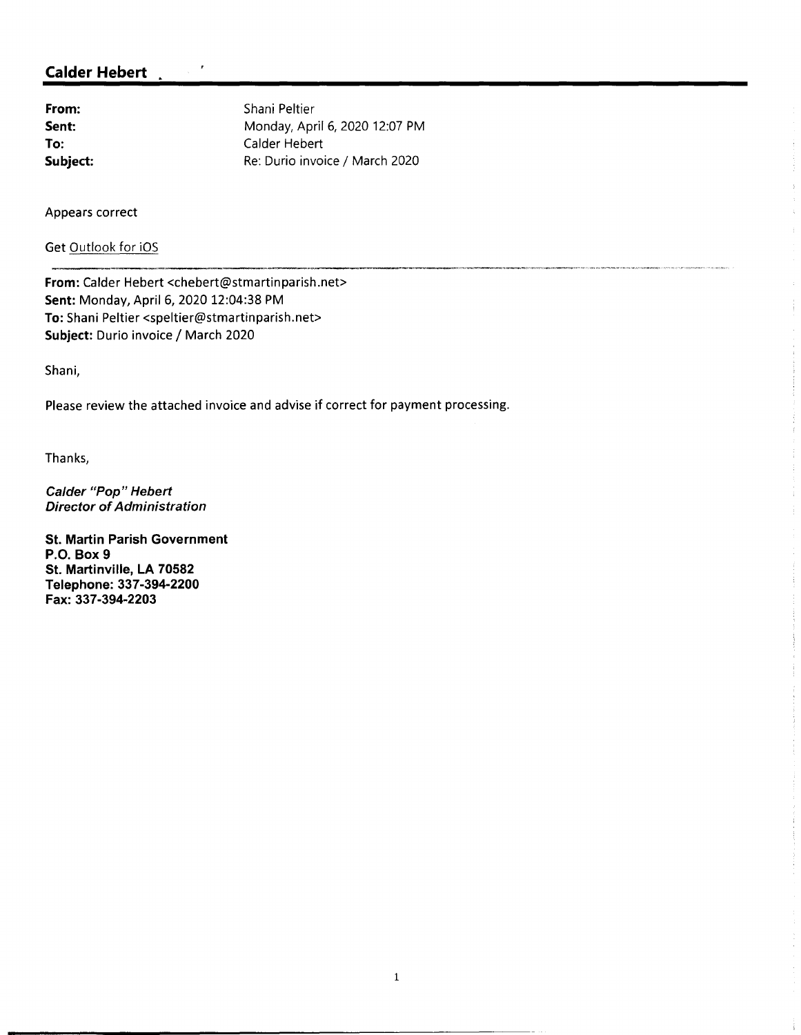## Calder Hebert

**From:** Shani Peltier
**Sent:** Monday, April 6, 2020 12:07 PM
**To:** Calder Hebert
**Subject:** Re: Durio invoice / March 2020

Appears correct

Get Outlook for iOS

---

**From:** Calder Hebert <chebert@stmartinparish.net>
**Sent:** Monday, April 6, 2020 12:04:38 PM
**To:** Shani Peltier <speltier@stmartinparish.net>
**Subject:** Durio invoice / March 2020

Shani,

Please review the attached invoice and advise if correct for payment processing.

Thanks,

***Calder "Pop" Hebert***
***Director of Administration***

**St. Martin Parish Government**
**P.O. Box 9**
**St. Martinville, LA 70582**
**Telephone: 337-394-2200**
**Fax: 337-394-2203**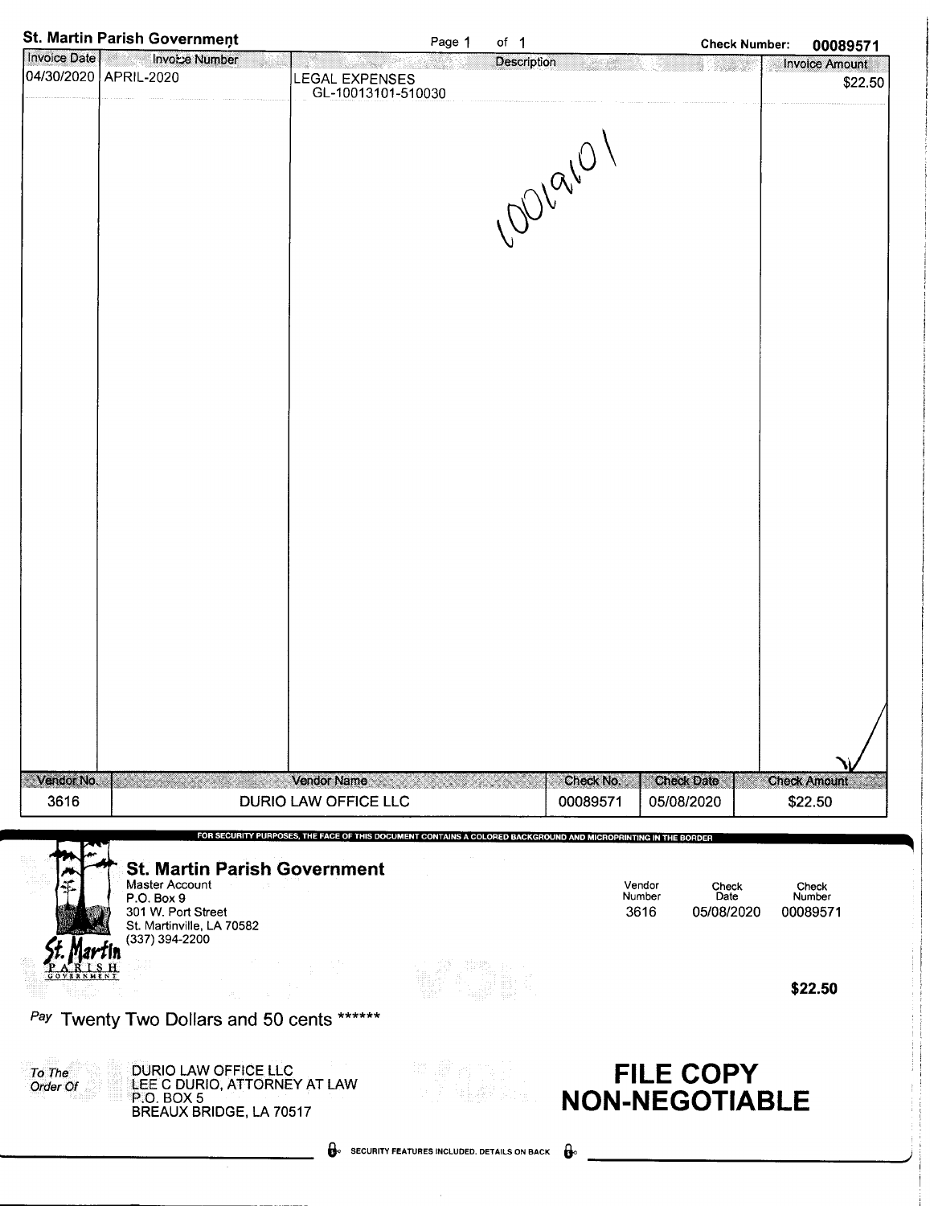**St. Martin Parish Government** Page 1 of 1 **Check Number: 00089571**

| Invoice Date | Invoice Number | Description | Invoice Amount |
|---|---|---|---|
| 04/30/2020 | APRIL-2020 | LEGAL EXPENSES<br>GL-10013101-510030 | $22.50 |

10019101

| Vendor No. | Vendor Name | Check No. | Check Date | Check Amount |
|---|---|---|---|---|
| 3616 | DURIO LAW OFFICE LLC | 00089571 | 05/08/2020 | $22.50 |

FOR SECURITY PURPOSES, THE FACE OF THIS DOCUMENT CONTAINS A COLORED BACKGROUND AND MICROPRINTING IN THE BORDER

**St. Martin Parish Government**
Master Account
P.O. Box 9
301 W. Port Street
St. Martinville, LA 70582
(337) 394-2200

| Vendor Number | Check Date | Check Number |
|---|---|---|
| 3616 | 05/08/2020 | 00089571 |

**$22.50**

*Pay* Twenty Two Dollars and 50 cents ******

*To The Order Of*
DURIO LAW OFFICE LLC
LEE C DURIO, ATTORNEY AT LAW
P.O. BOX 5
BREAUX BRIDGE, LA 70517

**FILE COPY**
**NON-NEGOTIABLE**

SECURITY FEATURES INCLUDED. DETAILS ON BACK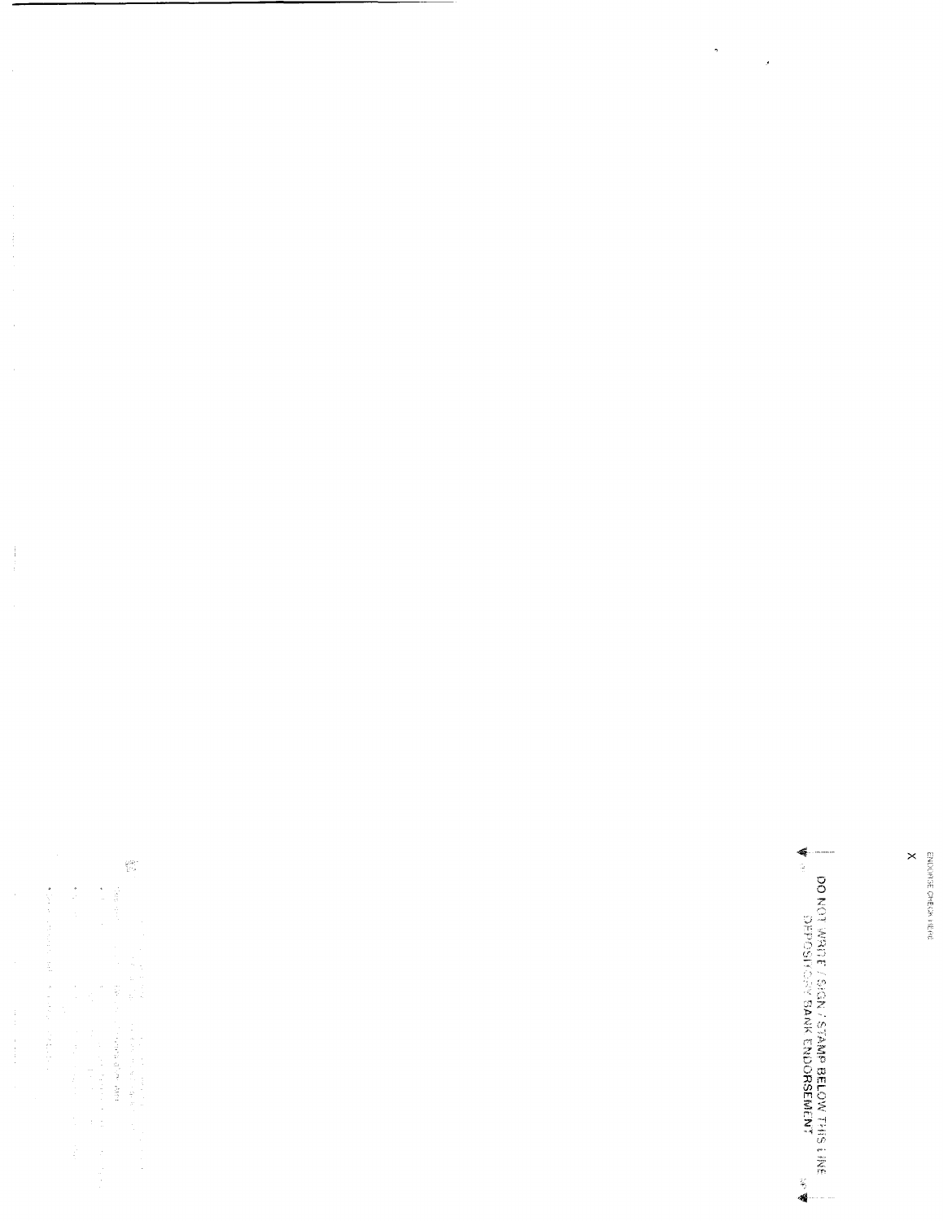ENDORSE CHECK HERE

X

DO NOT WRITE / SIGN / STAMP BELOW THIS LINE
DEPOSITORY BANK ENDORSEMENT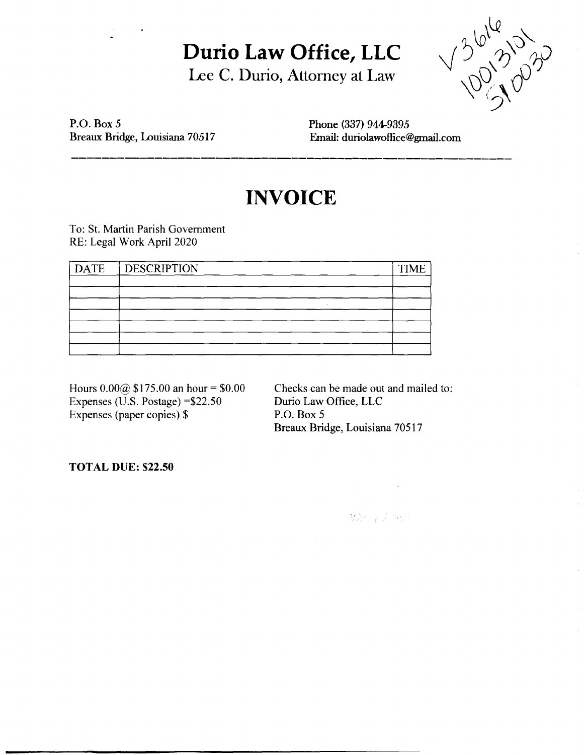# Durio Law Office, LLC

Lee C. Durio, Attorney at Law

V3616
1001310
510030

P.O. Box 5
Breaux Bridge, Louisiana 70517

Phone (337) 944-9395
Email: duriolawoffice@gmail.com

# INVOICE

To: St. Martin Parish Government
RE: Legal Work April 2020

| DATE | DESCRIPTION | TIME |
|---|---|---|
| | | |
| | | |
| | | |
| | | |
| | | |
| | | |
| | | |

Hours 0.00@ $175.00 an hour = $0.00
Expenses (U.S. Postage) =$22.50
Expenses (paper copies) $

Checks can be made out and mailed to:
Durio Law Office, LLC
P.O. Box 5
Breaux Bridge, Louisiana 70517

**TOTAL DUE: $22.50**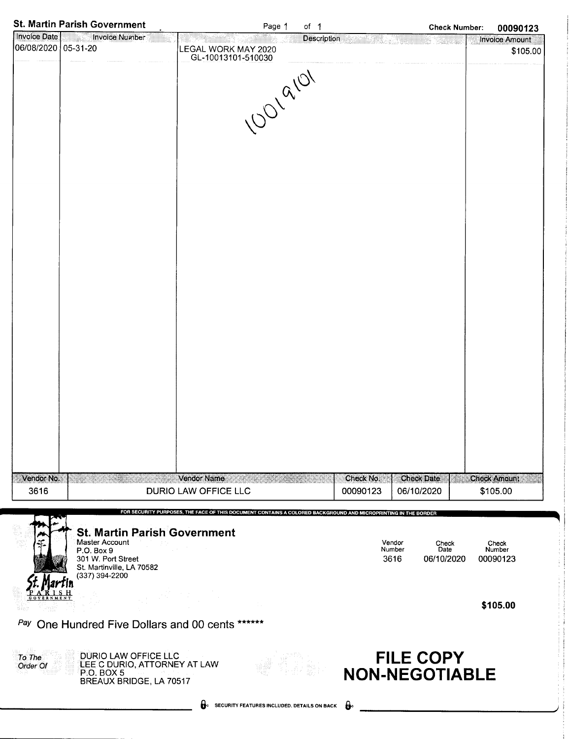**St. Martin Parish Government** | Page 1 of 1 | **Check Number: 00090123**

| Invoice Date | Invoice Number | Description | Invoice Amount |
|---|---|---|---|
| 06/08/2020 | 05-31-20 | LEGAL WORK MAY 2020<br>GL-10013101-510030 | $105.00 |

10019101

| Vendor No. | Vendor Name | Check No. | Check Date | Check Amount |
|---|---|---|---|---|
| 3616 | DURIO LAW OFFICE LLC | 00090123 | 06/10/2020 | $105.00 |

FOR SECURITY PURPOSES, THE FACE OF THIS DOCUMENT CONTAINS A COLORED BACKGROUND AND MICROPRINTING IN THE BORDER

**St. Martin Parish Government**
Master Account
P.O. Box 9
301 W. Port Street
St. Martinville, LA 70582
(337) 394-2200

St. Martin PARISH GOVERNMENT

| Vendor Number | Check Date | Check Number |
|---|---|---|
| 3616 | 06/10/2020 | 00090123 |

**$105.00**

*Pay* One Hundred Five Dollars and 00 cents ******

*To The Order Of*
DURIO LAW OFFICE LLC
LEE C DURIO, ATTORNEY AT LAW
P.O. BOX 5
BREAUX BRIDGE, LA 70517

**FILE COPY**
**NON-NEGOTIABLE**

SECURITY FEATURES INCLUDED. DETAILS ON BACK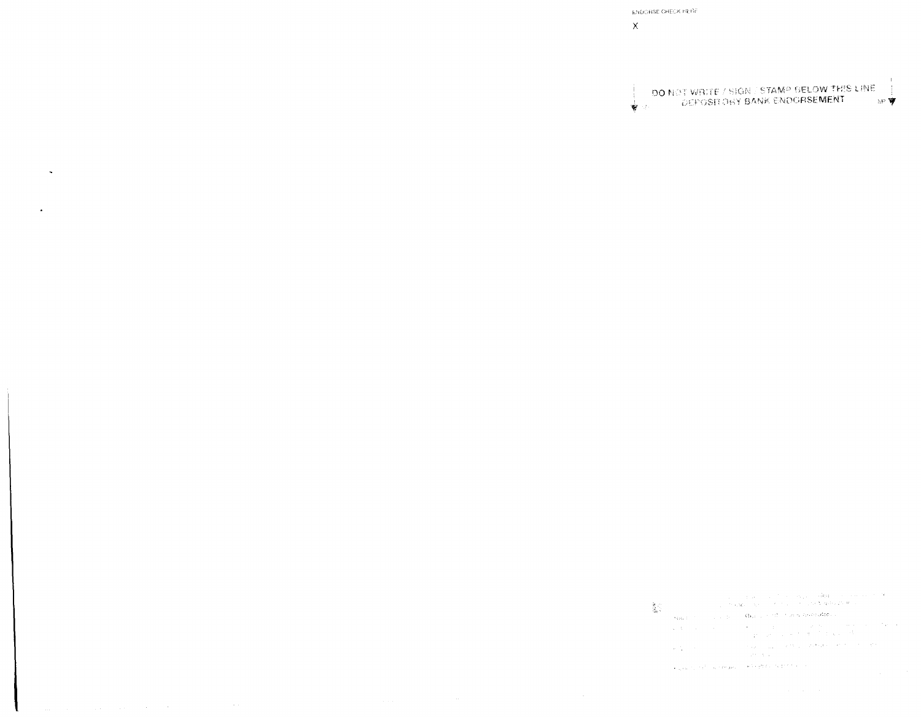ENDORSE CHECK HERE

X

DO NOT WRITE / SIGN / STAMP BELOW THIS LINE
DEPOSITORY BANK ENDORSEMENT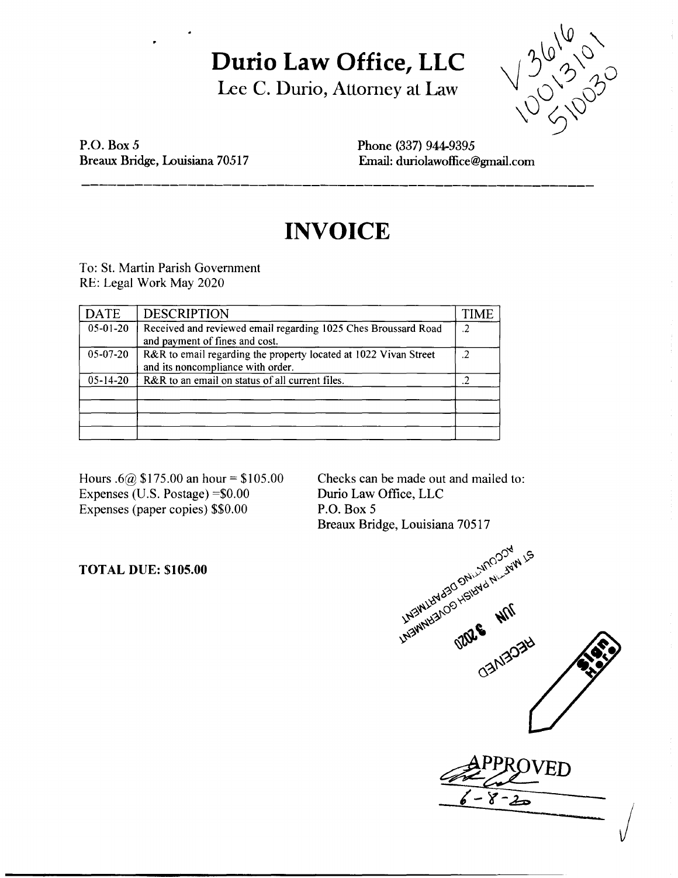# Durio Law Office, LLC

Lee C. Durio, Attorney at Law

V 3616
1001310
510030

P.O. Box 5
Breaux Bridge, Louisiana 70517

Phone (337) 944-9395
Email: duriolawoffice@gmail.com

# INVOICE

To: St. Martin Parish Government
RE: Legal Work May 2020

| DATE | DESCRIPTION | TIME |
|---|---|---|
| 05-01-20 | Received and reviewed email regarding 1025 Ches Broussard Road and payment of fines and cost. | .2 |
| 05-07-20 | R&R to email regarding the property located at 1022 Vivan Street and its noncompliance with order. | .2 |
| 05-14-20 | R&R to an email on status of all current files. | .2 |
| | | |
| | | |
| | | |
| | | |

Hours .6@ $175.00 an hour = $105.00
Expenses (U.S. Postage) =$0.00
Expenses (paper copies) $$0.00

Checks can be made out and mailed to:
Durio Law Office, LLC
P.O. Box 5
Breaux Bridge, Louisiana 70517

**TOTAL DUE: $105.00**

RECEIVED
JUN 3 2020
ST MARTIN PARISH GOVERNMENT
ACCOUNTING DEPARTMENT

Sign Here

APPROVED
6-8-20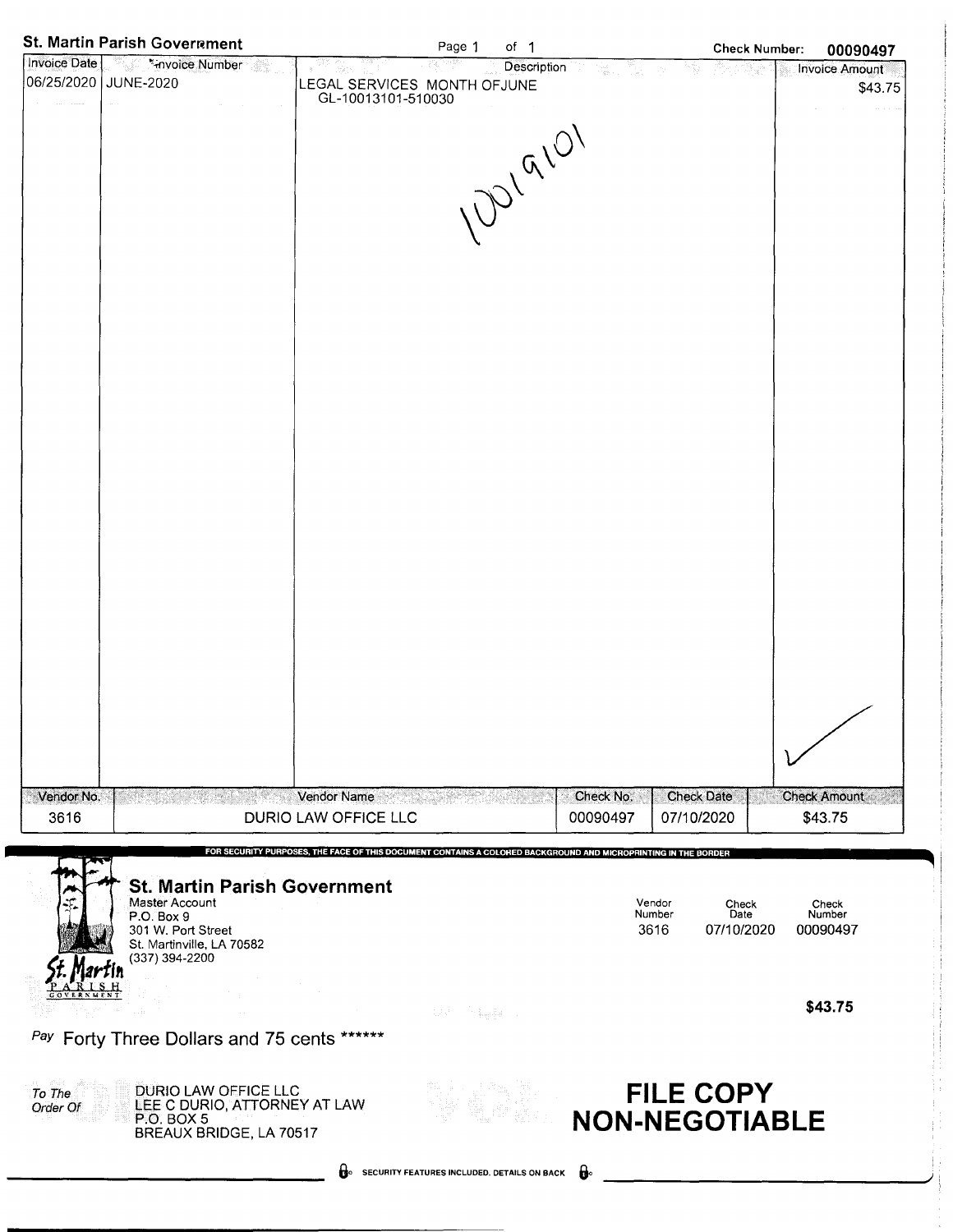**St. Martin Parish Government** Page 1 of 1 **Check Number: 00090497**

| Invoice Date | Invoice Number | Description | Invoice Amount |
|---|---|---|---|
| 06/25/2020 | JUNE-2020 | LEGAL SERVICES MONTH OFJUNE<br>GL-10013101-510030 | $43.75 |

10019101

| Vendor No. | Vendor Name | Check No. | Check Date | Check Amount |
|---|---|---|---|---|
| 3616 | DURIO LAW OFFICE LLC | 00090497 | 07/10/2020 | $43.75 |

FOR SECURITY PURPOSES, THE FACE OF THIS DOCUMENT CONTAINS A COLORED BACKGROUND AND MICROPRINTING IN THE BORDER

**St. Martin Parish Government**
Master Account
P.O. Box 9
301 W. Port Street
St. Martinville, LA 70582
(337) 394-2200

St. Martin PARISH GOVERNMENT

| Vendor Number | Check Date | Check Number |
|---|---|---|
| 3616 | 07/10/2020 | 00090497 |

**$43.75**

Pay Forty Three Dollars and 75 cents ******

To The Order Of
DURIO LAW OFFICE LLC
LEE C DURIO, ATTORNEY AT LAW
P.O. BOX 5
BREAUX BRIDGE, LA 70517

**FILE COPY**
**NON-NEGOTIABLE**

SECURITY FEATURES INCLUDED. DETAILS ON BACK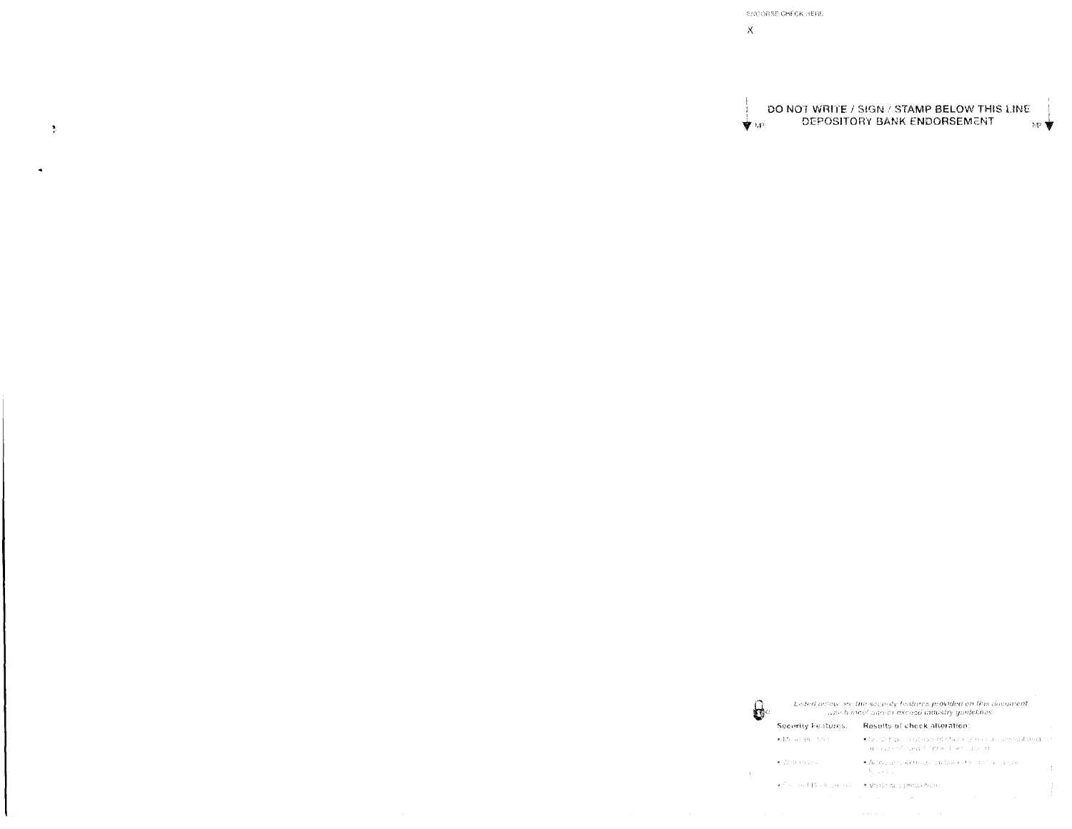ENDORSE CHECK HERE

X

DO NOT WRITE / SIGN / STAMP BELOW THIS LINE
DEPOSITORY BANK ENDORSEMENT

*Listed below are the security features provided on this document which meet and or exceed industry guidelines.*

**Security Features:** | **Results of check alteration:**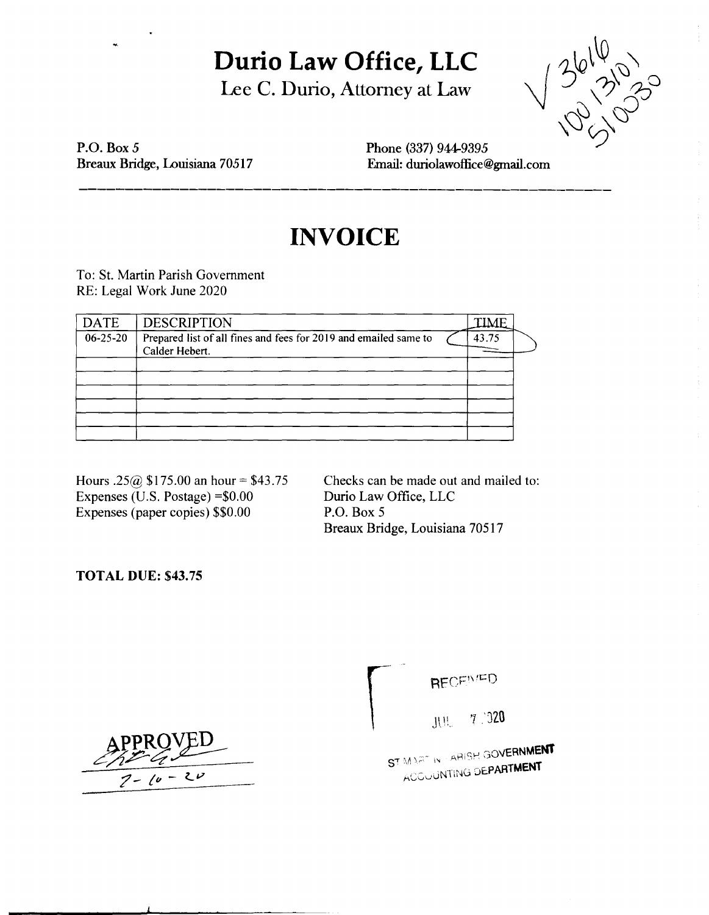# Durio Law Office, LLC

Lee C. Durio, Attorney at Law

V 3616
100 1310 1
5100 30

P.O. Box 5
Breaux Bridge, Louisiana 70517

Phone (337) 944-9395
Email: duriolawoffice@gmail.com

# INVOICE

To: St. Martin Parish Government
RE: Legal Work June 2020

| DATE | DESCRIPTION | TIME |
|---|---|---|
| 06-25-20 | Prepared list of all fines and fees for 2019 and emailed same to Calder Hebert. | 43.75 |
| | | |
| | | |
| | | |
| | | |
| | | |
| | | |

Hours .25@ $175.00 an hour = $43.75
Expenses (U.S. Postage) =$0.00
Expenses (paper copies) $$0.00

Checks can be made out and mailed to:
Durio Law Office, LLC
P.O. Box 5
Breaux Bridge, Louisiana 70517

**TOTAL DUE: $43.75**

APPROVED
7-10-20

RECEIVED
JUL 7 2020
ST MARTIN PARISH GOVERNMENT
ACCOUNTING DEPARTMENT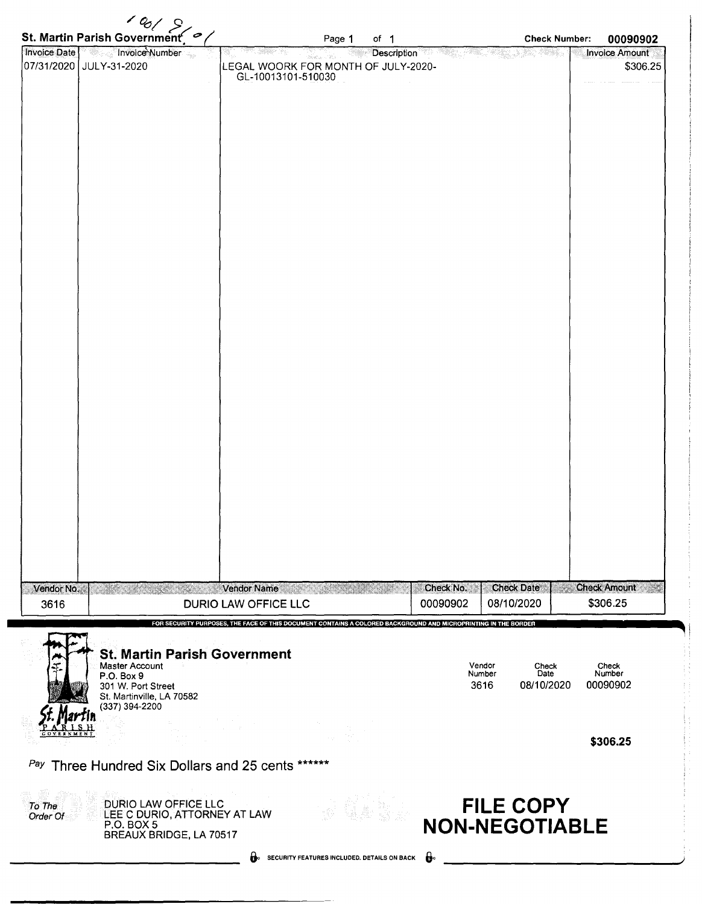/ 00/ 8/ 0/

**St. Martin Parish Government**

Page 1 of 1

**Check Number: 00090902**

| Invoice Date | Invoice Number | Description | Invoice Amount |
|---|---|---|---|
| 07/31/2020 | JULY-31-2020 | LEGAL WOORK FOR MONTH OF JULY-2020- GL-10013101-510030 | $306.25 |

| Vendor No. | Vendor Name | Check No. | Check Date | Check Amount |
|---|---|---|---|---|
| 3616 | DURIO LAW OFFICE LLC | 00090902 | 08/10/2020 | $306.25 |

FOR SECURITY PURPOSES, THE FACE OF THIS DOCUMENT CONTAINS A COLORED BACKGROUND AND MICROPRINTING IN THE BORDER

**St. Martin Parish Government**
Master Account
P.O. Box 9
301 W. Port Street
St. Martinville, LA 70582
(337) 394-2200

St. Martin PARISH GOVERNMENT

| Vendor Number | Check Date | Check Number |
|---|---|---|
| 3616 | 08/10/2020 | 00090902 |

**$306.25**

*Pay* Three Hundred Six Dollars and 25 cents ******

*To The Order Of*
DURIO LAW OFFICE LLC
LEE C DURIO, ATTORNEY AT LAW
P.O. BOX 5
BREAUX BRIDGE, LA 70517

**FILE COPY**
**NON-NEGOTIABLE**

SECURITY FEATURES INCLUDED. DETAILS ON BACK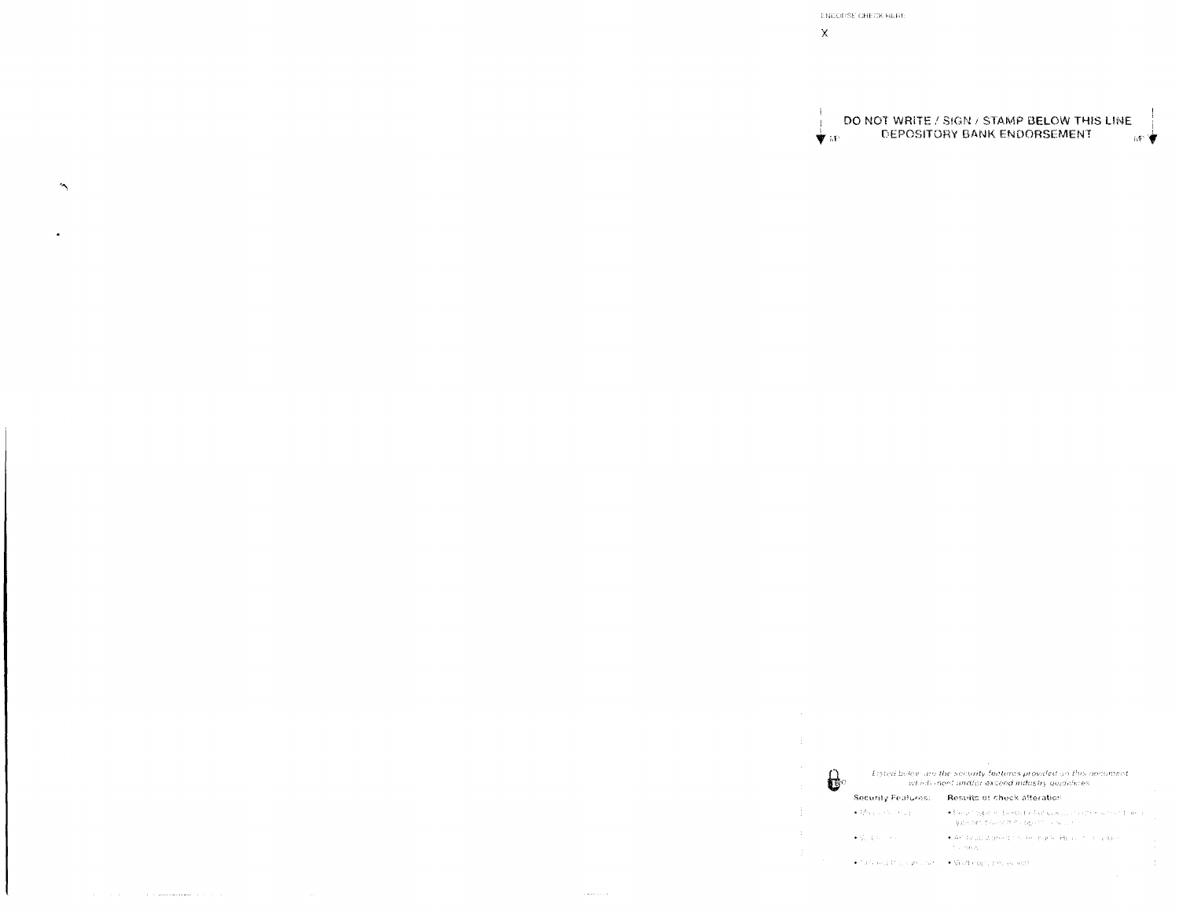ENDORSE CHECK HERE

X

DO NOT WRITE / SIGN / STAMP BELOW THIS LINE
DEPOSITORY BANK ENDORSEMENT

*Listed below are the security features provided on this document which meet and/or exceed industry guidelines.*

**Security Features:** **Results of check alteration:**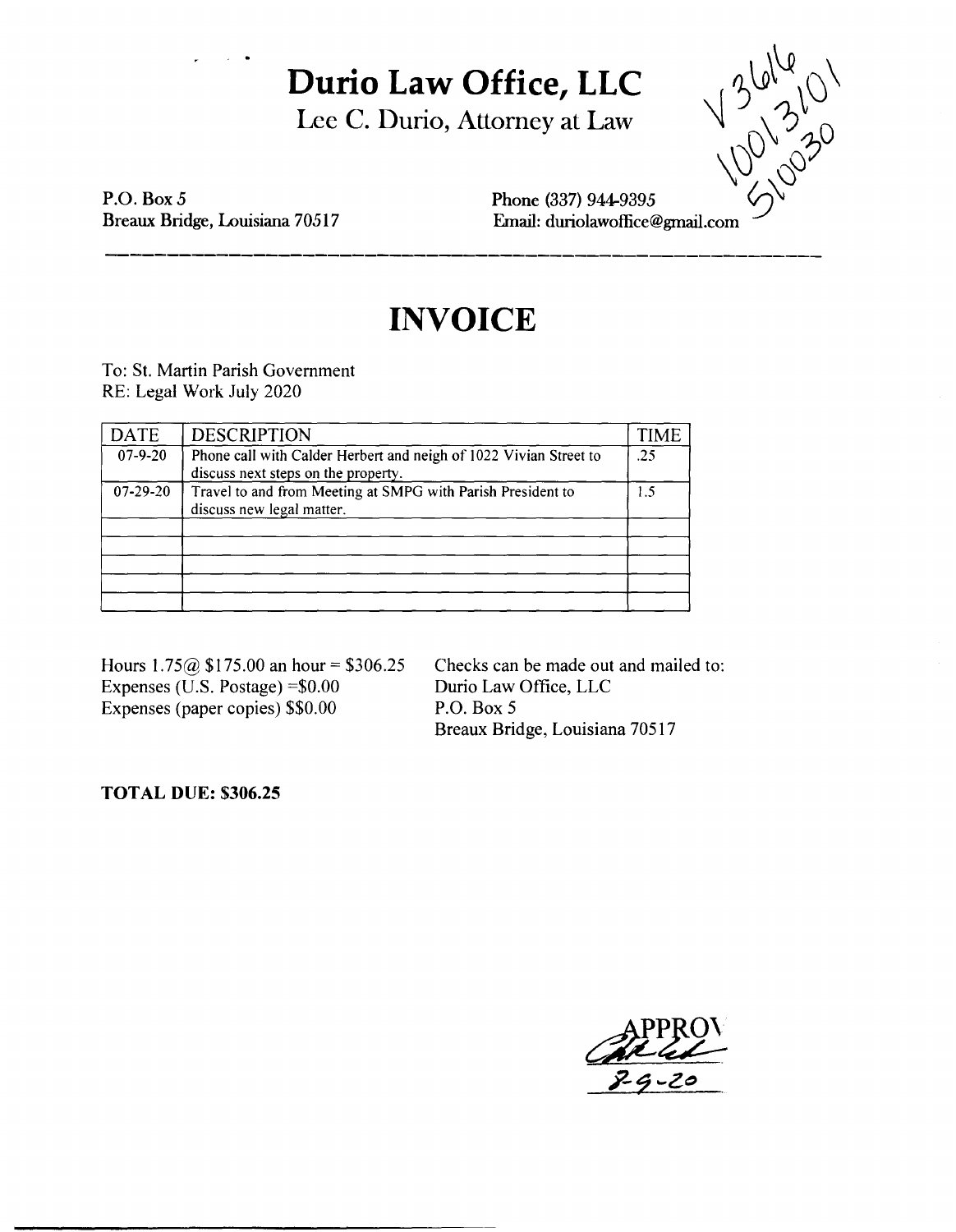# Durio Law Office, LLC

Lee C. Durio, Attorney at Law

V3616
1001310
510030

P.O. Box 5
Breaux Bridge, Louisiana 70517

Phone (337) 944-9395
Email: duriolawoffice@gmail.com

# INVOICE

To: St. Martin Parish Government
RE: Legal Work July 2020

| DATE | DESCRIPTION | TIME |
|---|---|---|
| 07-9-20 | Phone call with Calder Herbert and neigh of 1022 Vivian Street to discuss next steps on the property. | .25 |
| 07-29-20 | Travel to and from Meeting at SMPG with Parish President to discuss new legal matter. | 1.5 |
| | | |
| | | |
| | | |
| | | |
| | | |

Hours 1.75@ $175.00 an hour = $306.25
Expenses (U.S. Postage) =$0.00
Expenses (paper copies) $$0.00

Checks can be made out and mailed to:
Durio Law Office, LLC
P.O. Box 5
Breaux Bridge, Louisiana 70517

**TOTAL DUE: $306.25**

APPROV
8-9-20